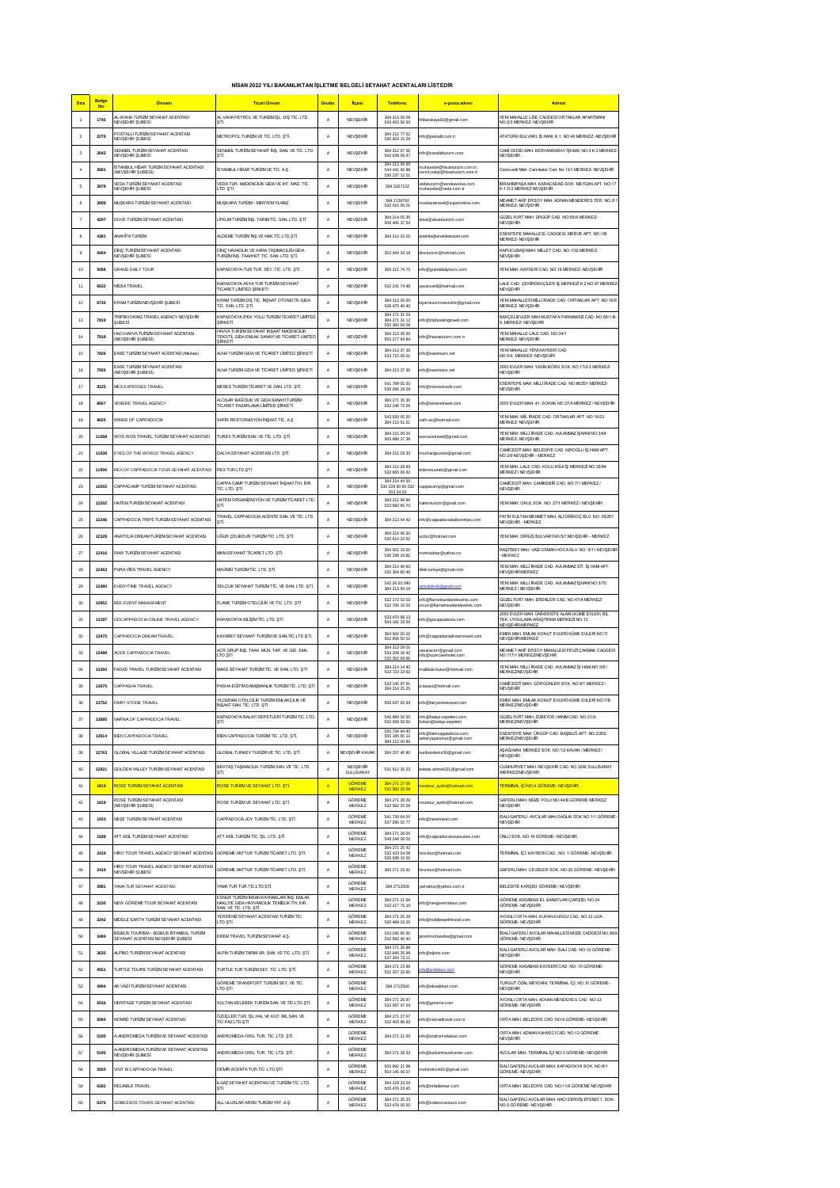# NİSAN 2022 YILI BAKANLIKTAN İŞLETME BELGELİ SEYAHAT ACENTALARI LİSTESİDİR

| Sıra | Belge No | Ünvanı | Ticari Ünvan | Grubu | İlçesi | Telefonu | e-posta adresi | Adresi |
|---|---|---|---|---|---|---|---|---|
| 1 | 1745 | AL-VAHA TURİZM SEYAHAT ACENTASI NEVŞEHİR ŞUBESİ | AL VAHA PETROL VE TURİZM İŞL. DIŞ TİC. LTD. ŞTİ. | A | NEVŞEHİR | 384 214 00 09 543 453 50 50 | hlkarakaya50@gmail.com | YENİ MAHALLE LİSE CADDESİ ORTAKLAR APARTMANI NO:2/3 MERKEZ- NEVŞEHİR |
| 2 | 2279 | POSTALLI TURİZM SEYAHAT ACENTASI NEVŞEHİR ŞUBESİ | METROPOL TURİZM VE TİC. LTD. ŞTİ. | A | NEVŞEHİR | 384 212 77 62 536 463 15 29 | info@postalli.com.tr | ATATÜRK BULVARI, İŞ HANI, K:1, NO:40 MERKEZ -NEVŞEHİR |
| 3 | 3042 | SENABİL TURİZM SEYAHAT ACENTASI NEVŞEHİR ŞUBESİ | SENABİL TURİZM SEYAHAT İNŞ. SAN. VE TİC. LTD. ŞTİ. | A | NEVŞEHİR | 384 212 97 56 542 638 06 47 | info@senabilturizm.com | CAMİ CEDİD MAH. KERVANSARAY İŞHANI; NO:3 K:2 MERKEZ-NEVŞEHİR |
| 4 | 3681 | İSTANBUL HİSAR TURİZM SEYAHAT ACENTASI (NEVŞEHİR ŞUBESİ) | İSTANBUL HİSAR TURİZM VE TİC. A.Ş. | A | NEVŞEHİR | 384 213 59 60 544 441 45 88 530 237 32 51 | muhasebe@hisarturizm.com.tr; cemil.celep@hisarturizm.com.tr | Camicedit Mah. Camiketir Cad. No:13/1 MERKEZ- NEVŞEHİR |
| 5 | 3878 | VEDA TURİZM SEYAHAT ACENTASI NEVŞEHİR ŞUBESİ | VEDA TUR. MADENCİLİK GIDA VE İHT. MAD. TİC. LTD. ŞTİ. | A | NEVŞEHİR | 384 5327132 | vedaturizm@windowslive.com muhasebe@veda.com.tr | İBRAHİMPAŞA MAH. KARACADAĞ SOK. MEYDAN APT. NO:17 K:1 D:2 MERKEZ NEVŞEHİR |
| 6 | 3908 | MUŞKARA TURİZM SEYAHAT ACENTASI | MUŞKARA TURİZM - MERYEM YILMAZ | A | NEVŞEHİR | 384 2126792 532 415 50 01 | muskaratravel@superonline.com | MEHMET AKİF ERSOY MAH. ADNAN MENDERES TER. NO:Z-1 MERKEZ- NEVŞEHİR |
| 7 | 4297 | DOVE TURİZM SEYAHAT ACENTASI | UFKUM TURİZM İNŞ. TARIM TİC. SAN. LTD. ŞTİ. | A | NEVŞEHİR | 384 214 05 35 505 466 37 53 | dove@dovetourism.com | GÜZELYURT MAH. ÜRGÜP CAD. NO:55/A MERKEZ-NEVŞEHİR |
| 8 | 4381 | ANAHİTA TURİZM | ALDEME TURİZM İNŞ.VE NAK.TİC.LTD.ŞTİ. | A | NEVŞEHİR | 384 214 22 02 | anahita@anahitatravel.com | ESENTEPE MAHALLESİ, CADDESİ, MERVE APT. NO:1/B MERKEZ- NEVŞEHİR |
| 9 | 4404 | DİNÇ TURİZM SEYAHAT ACENTASI NEVŞEHİR ŞUBESİ | DİNÇ HAVACILIK VE KARA TAŞIMACILIĞI GIDA TURİZM İNŞ. TAAHHÜT TİC. SAN. LTD. ŞTİ. | A | NEVŞEHİR | 352 444 34 19 | dincturizm@hotmail.com | KAPUCUBAŞI MAH. MİLLET CAD. NO: 1/32 MERKEZ-NEVŞEHİR |
| 10 | 5056 | GRAND DAILY TOUR | KAPADOKYA-TUR TUR. SEY. TİC. LTD. ŞTİ. | A | NEVŞEHİR | 384 212 74 75 | info@granddailytours.com | YENİ MAH. KAYSERİ CAD. NO:18 MERKEZ- NEVŞEHİR |
| 11 | 6632 | NİSSA TRAVEL | KAPADOKYA ASYA TUR TURİZM SEYAHAT TİCARET LİMİTED ŞİRKETİ | A | NEVŞEHİR | 532 241 74 48 | yasarvanli@hotmail.com | LALE CAD. ÇEKİRDEKÇİLER İŞ MERKEZİ K:2 NO:97 MERKEZ-NEVŞEHİR |
| 12 | 6735 | KİYAM TURİZM NEVŞEHİR ŞUBESİ | KİYAM TURİZM DIŞ TİC. İNŞAAT OTOMOTİV GIDA TİC. SAN. LTD. ŞTİ. | A | NEVŞEHİR | 384 213 05 00 538 475 40 40 | kiyamturizmnevsehir@gmail.com | YENİ MAHALLESİ MİLLİ İRADE CAD. ORTAKLAR APT. NO:16/6 MERKEZ- NEVŞEHİR |
| 13 | 7019 | TRIPBOOKING TRAVEL AGENCY NEVŞEHİR ŞUBESİ | KAPADOKYA İPEK YOLU TURİZM TİCARET LİMİTED ŞİRKETİ | A | NEVŞEHİR | 384 271 31 03 384 271 31 12 532 383 93 08 | info@tripbookingtravel.com | BAHÇELİEVLER MAH.MUSTAFA PARMAKSIZ CAD. NO:58/1-B-8 MERKEZ- NEVŞEHİR |
| 14 | 7918 | HACI HAVVA TURİZM SEYAHAT ACENTASI (NEVŞEHİR ŞUBESİ) | HAVVA TURİZM SEYAHAT İNŞAAT MADENCİLİK TEKSTİL GIDA EMLAK SANAYİ VE TİCARET LİMİTED ŞİRKETİ | A | NEVŞEHİR | 384 213 45 50 555 277 94 84 | info@havvaturizm.com.tr | YENİ MAHALLE LALE CAD. NO:34/1 MERKEZ- NEVŞEHİR |
| 15 | 7926 | EASE TURİZM SEYAHAT ACENTASI (Merkez) | ALNA TURİZM GIDA VE TİCARET LİMİTED ŞİRKETİ | A | NEVŞEHİR | 384 213 37 36 533 715 06 01 | info@easetours.net | YENİ MAHALLE YENİ KAYSERİ CAD NO:5-6 MERKEZ- NEVŞEHİR |
| 16 | 7926 | EASE TURİZM SEYAHAT ACENTASI (NEVŞEHİR ŞUBESİ) | ALNA TURİZM GIDA VE TİCARET LİMİTED ŞİRKETİ | A | NEVŞEHİR | 384 213 37 36 | info@easetours.net | 2000 EVLER MAH. YASİN BÖRÜ SOK. NO:17/Z-3 MERKEZ-NEVŞEHİR |
| 17 | 8125 | MES EXPERSES TRAVEL | MESES TURİZM TİCARET VE SAN. LTD. ŞTİ. | A | NEVŞEHİR | 541 799 05 50 530 066 19 29 | info@mesestravel.com | ESENTEPE MAH. MİLLİ İRADE CAD. NO:86/Z01 MERKEZ-NEVŞEHİR |
| 18 | 8607 | VENERE TRAVEL AGENCY | ALOŞAR BAĞCILIK VE GIDA SANAYİ TURİZM TİCARET PAZARLAMA LİMİTED ŞİRKETİ | A | NEVŞEHİR | 384 271 35 30 532 246 72 05 | info@veneretravel.com | 2000 EVLER MAH. 41. SOKAK NO:27/A MERKEZ / NEVŞEHİR |
| 19 | 9625 | WINGS OF CAPPADOCİA | SAFİR RESTORASYON İNŞAAT TİC. A.Ş | A | NEVŞEHİR | 543 920 05 50 384 213 51 61 | safir-as@hotmail.com | YENİ MAH. MİL İRADE CAD. ORTAKLAR APT. NO:16/23 MERKEZ- NEVŞEHİR |
| 20 | 11568 | WOS WOS TRAVEL TURİZM SEYAHAT ACENTASI | TUREX TURİZM SAN. VE TİC. LTD. ŞTİ. | A | NEVŞEHİR | 384 215 00 00 505 888 37 39 | woswostravel@gmail.com | YENİ MAH. MİLLİ İRADE CAD. AVLANMAZ İŞHANI NO:3/64 MERKEZ- NEVŞEHİR |
| 21 | 11638 | EYES OF THE WORLD TRAVEL AGENCY | DALYA SEYAHAT ACENTASI LTD. ŞTİ. | A | NEVŞEHİR | 384 212 03 33 | mozhangumen@gmail.com | CAMİCEDİT MAH. BELEDİYE CAD. KIROĞLU İŞ HANI APT. NO:2/9 NEVŞEHİR - MERKEZ |
| 22 | 11906 | REX OF CAPPADOCIA TOUR SEYAHAT ACENTASI | REX TUR LTD.ŞTİ | A | NEVŞEHİR | 384 213 28 83 532 665 66 42 | dalenmustafa@gmail.com | YENİ MAH. LALE CAD. KOLU KISA İŞ MERKEZİ NO:35/94 MERKEZ / NEVŞEHİR |
| 23 | 12002 | CAPPACAMP TURİZM SEYAHAT ACENTASI | CAPPA CAMP TURİZM SEYAHAT İNŞAAT İTH. İHR. TİC. LTD. ŞTİ. | A | NEVŞEHİR | 384 214 44 50 530 228 90 80 532 253 54 50 | cappacamp@gmail.com | CAMİCEDİT MAH. CAMİKEBİR CAD. NO:7/1 MERKEZ / NEVŞEHİR |
| 24 | 12202 | HATEM TURİZM SEYAHAT ACENTASI | HATEM ORGANİZASYON VE TURİZM TİCARET LTD. ŞTİ. | A | NEVŞEHİR | 384 212 99 96 532 682 66 70 | hatemturizm@gmail.com | YENİ MAH. OKUL SOK. NO: 27/1 MERKEZ / NEVŞEHİR |
| 25 | 12246 | CAPPADOCIA TRIPS TURİZM SEYAHAT ACENTASI | TRAVEL CAPPADOCIA ACENTE SAN. VE TİC. LTD. ŞTİ. | A | NEVŞEHİR | 384 213 44 42 | info@cappadociaballoontrips.com | FATİH SULTAN MEHMET MAH. ALİ DİRİKOÇ BLV. NO: 45/Z01 NEVŞEHİR - MERKEZ |
| 26 | 12328 | ANATOLIA DREAM TURİZM SEYAHAT ACENTASI | UĞUR ÇELİKDUR TURİZM TİC. LTD. ŞTİ. | A | NEVŞEHİR | 384 214 40 20 535 614 22 62 | ucdur@hotmail.com | YENİ MAH. DİRİLİŞ BULVARI NO:5/7 NEVŞEHİR - MERKEZ |
| 27 | 12416 | RAW TURİZM SEYAHAT ACENTASI | MKM SEYAHAT TİCARET LTD. ŞTİ. | A | NEVŞEHİR | 384 502 33 00 536 330 24 82 | memisdwar@yahoo.co | RAŞİTBEY MAH. VAİZ OSMAN HOCA BLV. NO: 5/11 NEVŞEHİR - MERKEZ |
| 28 | 12463 | PURA VİDA TRAVEL AGENCY | MAVİMSİ TURİZM TİC. LTD. ŞTİ. | A | NEVŞEHİR | 384 214 40 60 530 364 60 46 | dilek.turkye@gmail.com | YENİ MAH. MİLLİ İRADE CAD. AVLANMAZ SİT. İŞ HANI APT. NEVŞEHİR/MERKEZ |
| 29 | 12480 | EVERYTIME TRAVEL AGENCY | SELÇUK SEYAHAT TURİZM TİC. VE SAN. LTD. ŞTİ. | A | NEVŞEHİR | 542 26 05 046 384 213 94 29 | selcukbilik@gmail.com | YENİ MAH. MİLLİ İRADE CAD. AVLANMAZ İŞHANI NO:3/70 MERKEZ / NEVŞEHİR |
| 30 | 12852 | BEE EVENT MANAGEMENT | FLAME TURİZM OTELCİLİK VE TİC. LTD. ŞTİ. | A | NEVŞEHİR | 532 273 02 03 532 700 10 02 | info@flametravelandevents.com; orcun@flametravelandevents.com | GÜZELYURT MAH. ERENLER CAD. NO:47/A MERKEZ/ NEVŞEHİR |
| 31 | 13197 | GOCAPPADOCIA ONLINE TRAVEL AGENCY | KAPADOKYA BİLİŞİM TİC. LTD. ŞTİ. | A | NEVŞEHİR | 533 470 98 13 554 181 33 50 | info@gocappadocia.com | 2000 EVLER MAH. ÜNİVERSİTE ALANI (KÜME EVLER) BİL. TEK. UYGULAMA ARAŞTIRMA MERKEZİ NO:13 NEVŞEHİR/MERKEZ |
| 32 | 13475 | CAPPADOCIA DREAM TRAVEL | KAYABEY SEYAHAT TURİZM VE SAN.TİC.LTD.ŞTİ. | A | NEVŞEHİR | 384 502 50 02 552 858 50 02 | info@cappadociadreamtravel.com | EMEK MAH. EMLAK KONUT EVLERİ KÜME EVLERİ NO:7/ NEVŞEHİR/MERKEZ |
| 33 | 13498 | ACER CAPPADOCIA TRAVEL | ACR GRUP İNŞ. TAAH. NÜH. TAR. VE GID. SAN. LTD.ŞTİ. | A | NEVŞEHİR | 384 213 09 02 533 309 16 42 532 352 69 66 | yasaracerr@gmail.com info@acercavehotel.com | MEHMET AKİF ERSOY MAHALLESİ FEVZİ ÇAKMAK CADDESİ NO:117/1 MERKEZ/NEVŞEHİR |
| 34 | 13560 | FADAS TRAVEL TURİZM SEYAHAT ACENTASI | MAKS SEYAHAT TURİZM TİC. VE SAN. LTD. ŞTİ. | A | NEVŞEHİR | 384 214 14 40 533 733 23 63 | maktule.bulun@hotmail.com | YENİ MAH. MİLLİ İRADE CAD. AVLANMAZ İŞ HANI NO:3/61 MERKEZ/NEVŞEHİR |
| 35 | 13675 | CAPPASHA TRAVEL | PASHA EĞİTİM DANIŞMANLIK TURİZM TİC. LTD. ŞTİ. | A | NEVŞEHİR | 533 145 97 91 384 214 25 25 | p.tavaci@hotmail.com | CAMİCEDİT MAH. GÖRGÜNLER SOK. NO:9/1 MERKEZ / NEVŞEHİR |
| 36 | 13752 | FAIRY STONE TRAVEL | YILDIZHAN OTELCİLİK TURİZM EMLAKÇILIK VE İNŞAAT SAN. TİC. LTD. ŞTİ. | A | NEVŞEHİR | 506 937 93 94 | info@fairystonetravel.com | EMEK MAH. EMLAK KONUT EVLERİ KÜME EVLERİ NO:7/B MERKEZ/NEVŞEHİR |
| 37 | 13895 | NARNIA OF CAPPADOCIA TRAVEL | KAPADOKYA BALAYI SEPETLERİ TURİZM TİC. LTD. ŞTİ. | A | NEVŞEHİR | 546 889 00 50 532 569 93 50 | info@balayi.sepetleri.com; furkan@balayi.sepetleri | GÜZELYURT MAH. ZÜBEYDE HANIM CAD. NO:21/A MERKEZ/NEVŞEHİR |
| 38 | 13914 | BİEN CAPPADOCIA TRAVEL | BİEN CAPPADOCIA TURİZM TİC. LTD. ŞTİ. | A | NEVŞEHİR | 530 734 94 40 555 185 65 13 384 212 00 86 | info@biencappadocia.com; sekeryaparniner@gmail.com | ESENTEPE MAH. ÜRGÜP CAD. BAŞBUĞ APT. NO:2/Z02 MERKEZ/NEVŞEHİR |
| 39 | 12763 | GLOBAL VILLAGE TURİZM SEYAHAT ACENTASI | GLOBAL TURKEY TURİZM VE TİC. LTD. ŞTİ. | A | NEVŞEHİR KAVAK | 384 257 40 80 | nuribozdemir30@gmail.com | AŞAĞI MAH. MERKEZ SOK. NO:1/2 KAVAK / MERKEZ / NEVŞEHİR |
| 40 | 12821 | GOLDEN VALLEY TURİZM SEYAHAT ACENTASI | BEKTAŞ TAŞIMACILIK TURİZM SAN. VE TİC. LTD. ŞTİ. | A | NEVŞEHİR SULUSARAY | 531 912 35 33 | bektas.ahmet151@gmail.com | CUMHURİYET MAH. NEVŞEHİR CAD. NO:32/B SULUSARAY /MERKEZ/NEVŞEHİR |
| 41 | 1819 | ROSE TURİZM SEYAHAT ACENTASI | ROSE TURİZM VE SEYAHAT LTD. ŞTİ. | A | GÖREME MERKEZ | 384 271 27 09 532 582 25 59 | rosetour_aydin@hotmail.com | TERMİNAL İÇİ NO:4 GÖREME- NEVŞEHİR |
| 42 | 1819 | ROSE TURİZM SEYAHAT ACENTASI (NEVŞEHİR ŞUBESİ) | ROSE TURİZM VE SEYAHAT LTD. ŞTİ. | A | GÖREME MERKEZ | 384 271 28 29 532 582 25 59 | rosetour_aydin@hotmail.com | GAFERLİ MAH. MÜZE YOLU NO:44/B GÖREME MERKEZ NEVŞEHİR |
| 43 | 1933 | NEŞE TURİZM SEYAHAT ACENTASI | CAPPADOCİA JOY TURİZM TİC. LTD. ŞTİ. | A | GÖREME MERKEZ | 541 738 64 00 537 295 02 77 | info@nesetravel.com | İSALİ-GAFERLİ -AVCILAR MAH.SAĞLIK SOK NO:1/1 GÖREME- NEVŞEHİR |
| 44 | 1938 | ATT ASİL TURİZM SEYAHAT ACENTASI | ATT ASİL TURİZM TİC. İŞL. LTD. ŞTİ. | A | GÖREME MERKEZ | 384 271 28 00 549 244 06 02 | info@cappadociacavesuites.com | ÜNLÜ SOK. NO:19 GÖREME- NEVŞEHİR |
| 45 | 2419 | HİRO TOUR TRAVEL AGENCY SEYAHAT ACENTASI | GÖREME ANTTUR TURİZM TİCARET LTD. ŞTİ. | A | GÖREME MERKEZ | 384 271 25 42 532 423 54 08 530 938 15 56 | hiro-tour@hotmail.com | TERMİNAL İÇİ. KAYSERİ CAD., NO: 1 GÖREME- NEVŞEHİR |
| 46 | 2419 | HİRO TOUR TRAVEL AGENCY SEYAHAT ACENTASI NEVŞEHİR ŞUBESİ | GÖREME ANTTUR TURİZM TİCARET LTD. ŞTİ. | A | GÖREME MERKEZ | 384 271 25 42 | hiro-tour@hotmail.com | GAFERLİ MAH. CEVİZLER SOK. NO:22 GÖREME- NEVŞEHİR |
| 47 | 2881 | YAMA TUR SEYAHAT ACENTASI | YAMA TUR. TUR.TİC.LTD.ŞTİ. | A | GÖREME MERKEZ | 384 2712508 | yamatour@yahoo.com.tr | BELEDİYE KARŞISI. GÖREME- NEVŞEHİR |
| 48 | 3150 | NEW GÖREME TOUR SEYAHAT ACENTASI | ESNUR TURİZM İNSAN KAYNAKLARI İNŞ. EMLAK NAKLİYE GIDA HAYVANCILIK TEMİZLİK İTH. İHR. SAN. VE TİC. LTD. ŞTİ. | A | GÖREME MERKEZ | 384 271 21 66 543 217 75 10 | info@newgorermetour.com | GÖREME KASABASI EL SANATLARI ÇARŞISI, NO:24 GÖREME- NEVŞEHİR |
| 49 | 3242 | MIDDLE EARTH TURİZM SEYAHAT ACENTASI | YERDENİZ SEYAHAT ACENTASI TURİZM TİC. LTD.ŞTİ. | A | GÖREME MERKEZ | 384 271 25 28 530 469 03 26 | info@middleearthtravel.com | AYDINLI ORTA MAH. KURAN KURSU CAD. NO:12-12/A GÖREME- NEVŞEHİR |
| 50 | 3499 | BİGBUS TOURISM – BİGBUS İSTANBUL TURİZM SEYAHAT ACENTASI NEVŞEHİR ŞUBESİ | EREM TRAVEL TURİZM SEYAHAT A.Ş. | A | GÖREME MERKEZ | 533 545 65 50 532 693 40 40 | pinvinmuhasebe@gmail.com | İSALİ GAFERLİ AVCILAR MAHALLESİ MÜZE CADDESİ NO:38/A GÖREME- NEVŞEHİR |
| 51 | 3626 | ALPİNO TURİZM SEYAHAT ACENTASI | ALPİN TURİZM TARIM ÜR. SAN. VE TİC. LTD. ŞTİ. | A | GÖREME MERKEZ | 384 271 35 99 530 840 35 99 537 354 73 11 | info@alpino.com | İSALİ-GAFERLİ-AVCILAR MAH. İSALİ CAD. NO:10 GÖREME- NEVŞEHİR |
| 52 | 4551 | TURTLE TOURS TURİZM SEYAHAT ACENTASI | TURTLE TUR TURİZM SEY. TİC. LTD. ŞTİ. | A | GÖREME MERKEZ | 384 271 23 88 532 327 33 65 | info@turtletour.com | GÖREME KASABASI KAYSERİ CAD. NO: 10 GÖREME- NEVŞEHİR |
| 53 | 4994 | AK VADİ TURİZM SEYAHAT ACENTASI | GÖREME TRANSPORT TURİZM SEY. VE TİC. LTD.ŞTİ. | A | GÖREME MERKEZ | 384 2712500 | info@akvaditour.com | TURGUT ÖZAL MEYDANI, TERMİNAL İÇİ, NO:10 GÖREME- NEVŞEHİR |
| 54 | 5016 | HERITAGE TURİZM SEYAHAT ACENTASI | SULTAN KELEBEK TURİZM SAN. VE TİC.LTD.ŞTİ. | A | GÖREME MERKEZ | 384 271 26 87 532 587 47 24 | info@goreme.com | AYDINLI ORTA MAH. ADNAN MENDERES CAD. NO:13 GÖREME- NEVŞEHİR |
| 55 | 5094 | NOMAD TURİZM SEYAHAT ACENTASI | ÖZÜÇLER TUR. İŞL.HAL VE KUY. İML.SAN. VE TİC.PAZ.LTD.ŞTİ | A | GÖREME MERKEZ | 384 271 27 67 532 463 96 03 | info@nomadtravel.com.tr | ORTA MAH. BELEDİYE CAD. NO:8 GÖREME- NEVŞEHİR |
| 56 | 5195 | A-ANDROMEDA TURİZM SEYAHAT ACENTASI | ANDROMEDA ORG. TUR. TİC. LTD. ŞTİ. | A | GÖREME MERKEZ | 384 271 21 00 | info@andromedatour.com | ORTA MAH. ADNAN KAHVECİ CAD. NO:12 GÖREME NEVŞEHİR |
| 57 | 5195 | A-ANDROMEDA TURİZM SEYAHAT ACENTASI NEVŞEHİR ŞUBESİ | ANDROMEDA ORG. TUR. TİC. LTD. ŞTİ. | A | GÖREME MERKEZ | 384 271 28 33 | info@turkishtravelcenter.com | AVCILAR MAH. TERMİNAL İÇİ NO:3 GÖREME- NEVŞEHİR |
| 58 | 5550 | VISIT IN CAPPADOCIA TRAVEL | DEMİR ACENTA TUR.TİC. LTD.ŞTİ. | A | GÖREME MERKEZ | 505 892 21 98 554 145 06 07 | mehmetdmr01@gmail.com | İSALİ GAFERLİ AVCILAR MAH. KAPADOKYA SOK. NO:8/1 GÖREME- NEVŞEHİR |
| 59 | 6182 | RELIABLE TRAVEL | ILGAZ SEYAHAT ACENTASI VE TURİZM TİC. LTD. ŞTİ. | A | GÖREME MERKEZ | 384 219 23 54 505 476 03 45 | info@reliabletour.com | ORTA MAH. BELEDİYE CAD. NO:11/6 GÖREME NEVŞEHİR |
| 60 | 6376 | SOBESSOS TOURS SEYAHAT ACENTASI | ALL ULUSLAR ARASI TURİZM YAT. A.Ş. | A | GÖREME MERKEZ | 384 271 35 33 533 476 50 50 | info@sobessostours.com | İSALİ GAFERLİ AVCILAR MAH. HACI DERVİŞ EFENDİ 1. SOK. NO:2 GÖREME- NEVŞEHİR |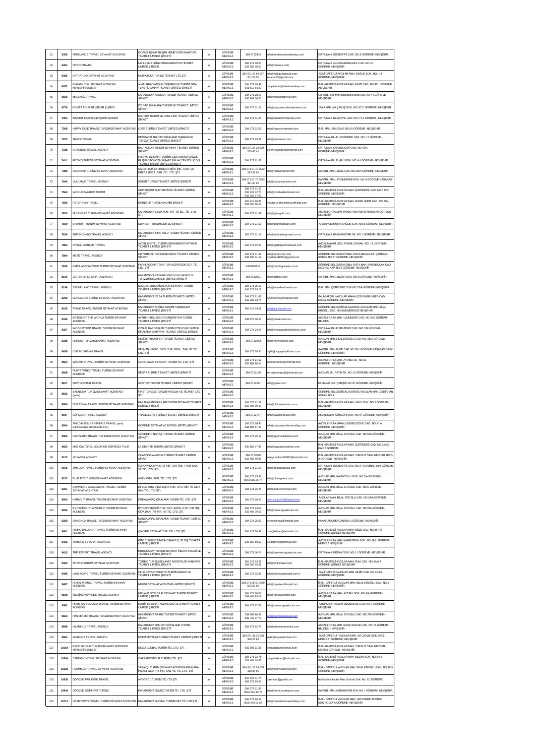| 61 | 6395 | FREELANCE TRAVEL SEYAHAT ACENTASI | DOĞUŞ İNŞAAT BİLİŞİM HİZMETLERİ SANAYİ VE TİCARET LİMİTED ŞİRKETİ | A | GÖREME MERKEZ | 384 2712404 | info@freelancetravelturkey.com | ORTA MAH. UZUNDERE CAD. NO:9 GÖREME- NEVŞEHİR |
|---|---|---|---|---|---|---|---|---|
| 62 | 6404 | NİTRO TRAVEL | İLK İLKEM TURİZM ORGANİZASYON TİCARET LİMİTED ŞİRKETİ | A | GÖREME MERKEZ | 384 271 30 50 532 565 30 50 | info@nitrotour.com | ORTA MAH. ADNAN MENDERES CAD. NO:7/1 GÖREME- NEVŞEHİR |
| 63 | 6456 | KATPATUKA SEYAHAT ACENTASI | KATPATUKA TURİZM TİCARET LTD.ŞTİ. | A | GÖREME MERKEZ | 384 271 27 69 537 201 03 02 | info@katpatukatravel.com; karaca.93@gmail.com | İSALİ-GAFERLİ-AVCILAR MAH. SAĞLIK SOK. NO: 1-4 GÖREME- NEVŞEHİR |
| 64 | 6472 | EMBARK TUR SEYAHAT ACENTASI NEVŞEHİR ŞUBESİ | ALATURKA YATÇILIK TAŞIMACILIK TURİZM GIDA TEKSTİL SANAYİ TİCARET LİMİTED ŞİRKETİ | A | GÖREME MERKEZ | 384 271 26 41 541 612 54 20 | cappadocia@alaturkaturkey.com | İSALİ-GAFERLİ-AVCILAR MAH. MÜZE CAD. NO:46/1 GÖREME /NEVŞEHİR |
| 65 | 6650 | MELENDİZ TRAVEL | KAPADOKYA AVCILAR TURİZM TİCARET LİMİTED ŞİRKETİ | A | GÖREME MERKEZ | 384 271 28 27 545 969 36 55 | info@melendiztravel.com | GAFERLİ İsali MH.Hacıismail Efendi Sok. NO:11 GÖREME-NEVŞEHİR |
| 66 | 6779 | BONİTA TOUR NEVŞEHİR ŞUBESİ | FC OTO KİRALAMA TURİZM VE TİCARET LİMİTED ŞİRKETİ | A | GÖREME MERKEZ | 384 271 31 16 | info@cappadociabonitatravel.com | İSALİ MAH. ALİ ÇAVUŞ SOK. NO:3C/C GÖREME- NEVŞEHİR |
| 67 | 7054 | İNSİDER TRAVEL NEVŞEHİR ŞUBESİ | KAPTUR TURİZM VE OTELCİLİK TİCARET LİMİTED ŞİRKETİ | A | GÖREME MERKEZ | 384 271 31 05 | info@insidertravelturkey.com | ORTA MAH. BELEDİYE CAD. NO:1/1-2 GÖREME- NEVŞEHİR |
| 68 | 7208 | HAPPY CAVE TRAVEL TURİZM SEYAHAT ACENTASI | LOTE TURİZM TİCARET LİMİTED ŞİRKETİ | A | GÖREME MERKEZ | 384 271 22 52 | info@happycavetravel.com | İSALİ MAH. İSALİ CAD. NO:15 GÖREME- NEVŞEHİR |
| 69 | 7223 | TRACE TRAVEL | PERİBACALARI OTO KİRALAMA TAŞIMACILIK TURİZM TİCARET LİMİTED ŞİRKETİ | A | GÖREME MERKEZ | 384 271 29 28 | info@tracetours.com | ORTA MAHALLE UZUNDERE CAD. NO: 17 GÖREME- NEVŞEHİR |
| 70 | 7318 | SOANDOS TRAVEL AGENCY | BALTACILAR TURİZM SEYAHAT TİCARET LİMİTED ŞİRKETİ | A | GÖREME MERKEZ | 384 271 25 23 530 275 43 41 | goremecamping@hotmail.com | ORTA MAH. KARŞIBUCAK CAD. NO:18/A GÖREME- NEVŞEHİR |
| 71 | 7411 | İRYOKO TURİZM SEYAHAT ACENTASI | İRYOKO SEYAHAT TURİZM GIDA ENERJİ SAĞLIK BİLİŞİM OTOMOTİV İNŞAAT EMLAK TEKSTİL İÇ DIŞ TİCARET SANAYİ LİMİTED ŞİRKETİ | A | GÖREME MERKEZ | 384 271 21 01 | | ORTA MAHALLE MİLLİ SOK. NO:6-1 GÖREME- NEVŞEHİR |
| 72 | 7485 | REDRIVER TURİZM SEYAHAT ACENTASI | KADEF TUR YATIRIMLARI MÜH. İNŞ. TAAH. VE ENERJİ ÜRET. SAN. TİC. LTD. ŞTİ. | A | GÖREME MERKEZ | 384 271 27 72 0532 293 31 60 | info@redrivertravel.com | İSALİ MAH. MÜZE CAD. NO:38/A GÖREME- NEVŞEHİR |
| 73 | 7544 | VULCANUS TRAVEL AGENCY | SOKUT TURİZM TİCARET LİMİTED ŞİRKETİ | A | GÖREME MERKEZ | 384 271 21 75 0543 461 00 50 | info@vulcanustravel.com | GAFERLİ MAH. AYDINKIRAĞI SOK. NO:4 GÖREME KASABASI NEVŞEHİR |
| 74 | 7564 | WORLD WALKER TURİZM | GEP TURİZM İŞLETMECİLİĞİ TİCARET LİMİTED ŞİRKETİ | A | GÖREME MERKEZ | 384 271 21 53 532 422 42 70 532 363 17 03 | info@worldwalkertravel.com | İSALİ-GAFERLİ-AVCILAR MAH. İÇERİDERE CAD. NO:1 C/C GÖREME- NEVŞEHİR |
| 75 | 7596 | PETER PAN TRAVEL | KORETUR TURİZM ANONİM ŞİRKETİ | A | GÖREME MERKEZ | 384 219 20 66 532 050 30 13 | mantimus@mantimusofhroad.com | İSALİ-GAFERLİ-AVCILAR MAH. RAGIP ÜNER CAD. NO:1/24 GÖREME / NEVŞEHİR |
| 76 | 7673 | GÜLE GÜLE TURİZM SEYAHAT ACENTASI | KAPADOKYA SEMA TUR. YAT. VE İŞL. TİC. LTD. ŞTİ. | A | GÖREME MERKEZ | 384 271 31 61 | info@gule-gule.com | AYDINLI ORTA MAH. HAKKI PAŞA MEYDANI NO:10 GÖREME-NEVŞEHİR |
| 77 | 7699 | SHAHMAT TURİZM SEYAHAT ACENTASI | DEVRENT TURİZM LİMİTED ŞİRKETİ | A | GÖREME MERKEZ | 384 271 21 02 | info@shahmattours.com | AFATEVLERİ MAH. SAĞLIK SOK. NO:8 GÖREME- NEVŞEHİR |
| 78 | 7819 | TRIPBOOKING TRAVEL AGENCY | KAPADOKYA İPEK YOLU TURİZM TİCARET LİMİTED ŞİRKETİ | A | GÖREME MERKEZ | 384 271 31 12 | info@tripbookingtravel.com.tr | ORTA MAH. HASAN KUTAR SK. NO:1 GÖREME- NEVŞEHİR |
| 79 | 7863 | AYDINLI GÖREME TRAVEL | AYDINLI HOTEL TURİZM ORGANİZASYON TARIM TİCARET LİMİTED ŞİRKETİ | A | GÖREME MERKEZ | 384 271 22 63 | info@aydinligoremetravel.com | AYDINLI MAHALLESİ, AYDINLI SOKAK, NO: 12, GÖREME-NEVŞEHİR |
| 80 | 7894 | METİS TRAVEL AGENCY | HISTORICAL TURİZM SEYAHAT TİCARET LİMİTED ŞİRKETİ | A | GÖREME MERKEZ | 384 271 21 88 538 590 01 12 | info@turkey-trip.com ayseldurs01967@gmail.com | GÖREME BELDESİ AYDINLI-ORTA MAHALLESİ ÇAKMAKLI SOKAK NO:51 GÖREME- NEVŞEHİR |
| 81 | 7929 | PAPHLAGONIA TOUR TURİZM SEYAHAT ACENTASI | PAPHLAGONIA TOUR TUR ACENTELİK SEY. TİC. LTD. ŞTİ. | A | GÖREME MERKEZ | 5415980916 | info@paphlagoniatour.com | GÖREME BELDESİ AYDINLI-ORTA MAH. KARŞIBUCAK CAD. NO:34 İÇ KAPI NO:2 GÖREME- NEVŞEHİR |
| 82 | 8106 | GDL TOUR SEYAHAT ACENTASI | KAPADOKYA KAYA BALONCULUK HAVACILIK TURİZM REKLAMCILIK LİMİTED ŞİRKETİ | A | GÖREME MERKEZ | 384 3412021 | info@gdltour.com | GAFERLİ MAH. MEZAR SOK. NO:8 GÖREME- NEVŞEHİR |
| 83 | 8196 | STONE LAND TRAVEL AGENCY | MACCAN ORGANİZASYON SEYAHAT TURİZM TİCARET LİMİTED ŞİRKETİ | A | GÖREME MERKEZ | 384 271 25 13 545 271 25 13 | info@stonelandtravel.com | İSALİ MAH.İÇERİDERE SOK.NO:22/A GÖREME- NEVŞEHİR |
| 84 | 8202 | GORGEOUS TURİZM SEYAHAT ACENTASI | KAPADOKYA CESA TURİZM TİCARET LİMİTED ŞİRKETİ | A | GÖREME MERKEZ | 384 271 21 40 532 366 13 78 | flywithomail@hotmail.com | İSALİ-GAFERLİ-AVCILAR MAHALLESİ RAGIP ÜNER CAD. NO:3/2 GÖREME- NEVŞEHİR |
| 85 | 8225 | TYANE TRAVEL TURİZM SEYAHAT ACENTASI | KAPADOKYA TUĞRA TURİZM TAŞIMACILIK TİCARET LİMİTED ŞİRKETİ | A | GÖREME MERKEZ | 384 219 33 01 | info@tyanetravel.com | GÖREME BELDESİ İSALİ-GAFERLİ-AVCILAR MAH. BİLAL EROĞLU CAD. NO:69/8 MERKEZ NEVŞEHİR |
| 86 | 8310 | BRIDGE OF THE WORLD TURİZM SEYAHAT ACENTASI | AKABE OTELCİLİK ORGANİZASYON TURİZM TİCARET LİMİTED ŞİRKETİ | A | GÖREME MERKEZ | 538 977 30 13 | info@botwtravel.com | AYDINLI-ORTA MAH. UZUNDERE CAD. NO:23/2 GÖREME BELDESİ |
| 87 | 8327 | WOOP WOOP TRAVEL TURİZM SEYAHAT ACENTASI | ÖZSÜR KARDEŞLER TURİZM OTELCİLİK YATIRIM KİRALAMA SANAYİ VE TİCARET LİMİTED ŞİRKETİ | A | GÖREME MERKEZ | 384 271 24 14 | info@woopwooptravelturkey.com | ORTA MAHALLE BELEDİYE CAD. NO:1/B GÖREME-NEVŞEHİR |
| 88 | 8338 | HEREKE TRAVEL TURİZM SEYAHAT ACENTASI | HELİOS TRANSFER TURİZM TİCARET LİMİTED ŞİRKETİ | A | GÖREME MERKEZ | 384 2712243 | info@heretravel.com | AVCILAR MAH.BİLAL EROĞLU CAD. NO: 25/A GÖREME-NEVŞEHİR |
| 89 | 8426 | CVB TOURISM & TRAVEL | PELİKAN HAVAC. ORG. TUR. REKL. TAŞ. VE TİC. LTD. ŞTİ. | A | GÖREME MERKEZ | 384 271 30 30 | teyfik@voyagerballoons.com | GAFERLİ MAH.MÜZE CAD.NO:36/1 GÖREME KASABASI 50180 GÖREME- NEVŞEHİR |
| 90 | 8504 | WIKONA TRAVEL TURİZM SEYAHAT ACENTASI | COCO CAVE SEYAHAT TURİZM TİC. LTD. ŞTİ. | A | GÖREME MERKEZ | 384 271 21 62 535 983 88 24 | cococave2012@hotmail.com | AYDINLI-ORTA MAH. AYDINLI SK. NO:11 GÖREME - NEVŞEHİR |
| 91 | 8608 | FLİNTSTONES TRAVEL TURİZM SEYAHAT ACENTASI | SERPA TURİZM TİCARET LİMİTED ŞİRKETİ | A | GÖREME MERKEZ | 384 2712130 | serpiyucelaydal@hotmail.com | AVCILAR MH. FATİH SK. NO:12 GÖREME- NEVŞEHİR |
| 92 | 8677 | NEW GÖRTUR TRAVEL | GÖRTUR TURİZM TİCARET LİMİTED ŞİRKETİ | A | GÖREME MERKEZ | 384 2712211 | info@gortur.com | EL SANATLARI ÇARŞISI NO:27 GÖREME- NEVŞEHİR |
| 93 | 8812 | SAİLNSTAY TURİZM SEYAHAT ACENTASI (şube) | FIRST CHOICE TURİZM YATÇILIK VE TİCARET LTD. ŞTİ. | A | GÖREME MERKEZ | | | GÖREME BELDESİ İSALİ-GAFERLİ-AVCILAR MAH. DEMİRHAN SOKAK NO:4 |
| 94 | 8909 | OLD TOWN TRAVEL TURİZM SEYAHAT ACENTASI | KARAHASANOĞULLARI TURİZM SEYAHAT TİCARET LİMİTED ŞİRKETİ | A | GÖREME MERKEZ | 384 271 31 12 532 405 19 13 | info@oldtowntourism.com | İSALİ-GAFERLİ-AVCILAR MAH. ÜNLÜ SOK. NO:3 GÖREME-NEVŞEHİR |
| 95 | 8917 | GÖRÇELİ TRAVEL AGENCY | TRAVELLERS TURİZM TİCARET LİMİTED ŞİRKETİ | A | GÖREME MERKEZ | 384 2712707 | info@travellerscave.com | AYDINLI MAH. GÜNGÖR SOK. NO:11 GÖREME- NEVŞEHİR |
| 96 | 8924 | THE DALTON BROTHER'S TRAVEL (yeni) Saint George Travel (eski isim) | GÖREME SEYAHAT ACENTASI LİMİTED ŞİRKETİ | A | GÖREME MERKEZ | 384 271 29 40 538 985 57 37 | info@cappadociahorseriding.com | AYDINLI-ORTA MAHALLESİ BELEDİYE CAD. NO:11 A GÖREME- NEVŞEHİR |
| 97 | 9060 | FAIRYLAND TRAVEL TURİZM SEYAHAT ACENTASI | GÖREME CİNGİTAŞ TURİZM TİCARET LİMİTED ŞİRKETİ | A | GÖREME MERKEZ | 384 271 25 17 | info@goremefairyland.com | AVCILAR MAH. BİLAL EROĞLU CAD. NO:8/B GÖREME-NEVŞEHİR |
| 98 | 9603 | 9603 CULTUREL VOCATION SERVICES TOUR | LA LİBERTE TURİZM LİMİTED ŞİRKETİ | A | GÖREME MERKEZ | 530 852 47 88 | info@cappadociavisitor.com | İSALİ-GAFERLİ-AVCILAR MAH. İÇERİDERE CAD. NO:3/A İÇ KAPI A GÖREME |
| 99 | 9123 | VOYAGER AGENCY | CHASING HAVACILIK TURİZM TİCARET LİMİTED ŞİRKETİ | A | GÖREME MERKEZ | 384 2713530 532 466 49 85 | suleymankara50500@hotmail.com | İSALİ-GAFERLİ-AVCILAR MAH. TURGUT ÖZAL MEYDANI NO:5-A GÖREME- NEVŞEHİR |
| 100 | 9195 | TIMEOUTTRAVEL TURİZM SEYAHAT ACENTASI | ÖZ KAPADOKYA OTO KİR. TUR. İNŞ. TAAH. SAN. VE TİC. LTD. ŞTİ. | A | GÖREME MERKEZ | 384 271 21 59 | info@ozcappadocia.com | ORTA MAH. UZUNDERE CAD. NO:4 TERMİNAL YANI GÖREME NEVŞEHİR |
| 101 | 9237 | BLUE EYE TURİZM SEYAHAT ACENTASI | ADEN ORG. TUR. TİC. LTD. ŞTİ. | A | GÖREME MERKEZ | 384 271 23 69 0543 505 26 77 | info@blueeyetour.com | AVCILAR MAH. KAĞNIYOLU SOK. NO:3/A GÖREME-NEVŞEHİR |
| 102 | 9251 | CAPPADOCIA EXCLUSIVE TRAVEL TURİZM SEYAHAT ACENTASI | EFECE ORG. HED. EŞYA TUR. OTO. KİR. VE GIDA SAN.TİC. LTD. ŞTİ. | A | GÖREME MERKEZ | 384 271 25 25 | info@sedircavehotel.com | AVCILAR MAH. BİLAL EROĞLU CAD. NO:9 GÖREME-NEVŞEHİR |
| 103 | 9264 | KARADUT TRAVEL TURİZM SEYAHAT ACENTASI | DREAM ARAÇ KİRALAMA TURİZM TİC. LTD. ŞTİ. | A | GÖREME MERKEZ | 384 271 29 24 | ameriecocaruk2@hotmail.com | AVCILAR MAH. BİLAL EROĞLU CAD. NO:29/A GÖREME-NEVŞEHİR |
| 104 | 9266 | BY CAPPADOCİA WORLD TURİZM SEYAHAT ACENTASI | BY CAPPADOCİA TUR. SEY. ACEN. OTO. KİR. İNŞ. GIDA DAN.İTH. İHR. VE TİC. LTD. ŞTİ. | A | GÖREME MERKEZ | 384 271 24 07 532 408 70 52 | info@bookcappadocia.com | AVCILAR MAH. BİLAL EROĞLU CAD. NO:5/B GÖREME-NEVŞEHİR |
| 105 | 9269 | OSKONCA TRAVEL TURİZM SEYAHAT ACENTASI | KONCA ARAÇ KİRALAMA TURİZM TİCARET LİMİTED ŞİRKETİ | A | GÖREME MERKEZ | 384 271 26 83 | osmankonca@hotmail.com | HAKKIPAŞA MEYDANI NO:3 GÖREME- NEVŞEHİR |
| 106 | 9401 | RISING BALLOON TRAVEL TURİZM SEYAHAT ACENTASI | ÇAKMAK SEYAHAT TUR. TİC. LTD. ŞTİ. | A | GÖREME MERKEZ | 384 271 30 99 | risingballoon@hotmail.com | İSALİ-GAFERLİ-AVCILAR MAH. MÜZE CAD. NO:38-1/B GÖREME MERKEZ NEVŞEHİR |
| 107 | 9405 | TURKİTO SEYAHAT ACENTASI | KİTO TURİZM TASARIM SANAYİ İÇ VE DIŞ TİCARET LİMİTED ŞİRKETİ | A | GÖREME MERKEZ | 545 550 60 62 | turkiotravel@hotmail.com | AYDINLI-ORTA MAH. KAZIM EREN SOK. NO:19/2 GÖREME MERKEZ NEVŞEHİR |
| 108 | 9413 | TRİP EXPERT TRAVEL AGENCY | ERDOĞANAY TURİZM SEYAHAT İNŞAAT SANAYİ VE TİCARET LİMİTED ŞİRKETİ | A | GÖREME MERKEZ | 384 271 30 74 | info@starsofcappadocia.com | ORTA MAH. MIZRAK SOK. NO:11 GÖREME- NEVŞEHİR |
| 109 | 9493 | TORİKO TURİZM SEYAHAT ACENTASI | TORİKO TURİZM SEYAHAT ACENTALIĞI SANAYİ VE TİCARET LİMİTED ŞİRKETİ | A | GÖREME MERKEZ | 384 271 23 29 544 356 43 32 | info@torikotravel.com | İSALİ-GAFERLİ-AVCILAR MAH. İSALİ CAD. NO:34/A-A GÖREME MERKEZ NEVŞEHİR |
| 110 | 9496 | LANDSCAPE TRAVEL TURİZM SEYAHAT ACENTASI | UFUK KAYA OTOMOTİV TURİZM SANAYİ VE TİCARET LİMİTED ŞİRKETİ | A | GÖREME MERKEZ | 384 271 32 32 | info@landscapetravel.com.tr | İSALİ GAFERLİ AVCILAR MAH. MÜZE CAD. NO:42-2/2 GÖREME- NEVŞEHİR |
| 111 | 9497 | ROYAL WORLD TRAVEL TURİZM SEYAHAT ACENTASI | MELEK SEYAHAT ACENTASI LİMİTED ŞİRKETİ | A | GÖREME MERKEZ | 384 271 26 40 0549 502 00 50 | info@royalworldtravel.com | İSALİ- GAFERLİ- AVCILAR MAH. BİLAL EROĞLU CAD. NO:2 GÖREME- NEVŞEHİR |
| 112 | 9508 | AMAZİNG VOYAGES TRAVEL AGENCY | NİRVANA OTELCİLİK SEYAHAT TURİZM TİCARET LİMİTED ŞİRKETİ | A | GÖREME MERKEZ | 384 271 30 05 542 401 63 18 | info@rosecavehotel.com | AYDINLI-ORTA MAH. AYDINLI SOK. NO:9/A GÖREME-NEVŞEHİR |
| 113 | 9582 | HOME CAPPADOCİA TRAVEL TURİZM SEYAHAT ACENTASI | ECRİN SEYAHAT ACENTALIĞI VE SANAYİ TİCARET LİMİTED ŞİRKETİ | A | GÖREME MERKEZ | 384 271 27 57 | info@homecappadocia.com | AYDINLI-ORTA MAH. UZUNDERE CAD. NO:7 GÖREME-NEVŞEHİR |
| 114 | 9663 | HAN MEİ MEİ TRAVEL TURİZM SEYAHAT ACENTASI | KAPADOKYA TRANS TURİZM TİCARET LİMİTED ŞİRKETİ | A | GÖREME MERKEZ | 538 068 80 38 546 743 37 77 | info@hanmeitravel.com | AVCILAR MAH. BİLAL EROĞLU CAD. NO:7/B GÖREME-NEVŞEHİR |
| 115 | 9698 | HILARIOUS TRAVEL AGENCY | KAPADOKYA HAN OTO KİRALAMA TURİZM TİCARET LİMİTED ŞİRKETİ | A | GÖREME MERKEZ | 384 271 22 78 | info@adventurestravel.com | AYDINLI-ORTA MAH. KARŞIBUCAK CAD. NO:18 GÖREME BELDESİ - NEVŞEHİR |
| 116 | 9954 | ANGELOS TRAVEL AGENCY | ECEM SEYAHAT TURİZM TİCARET LİMİTED ŞİRKETİ | A | GÖREME MERKEZ | 384 271 31 15 539 286 22 96 | kadir@angelostravel.com | İSALİ-GAFERLİ- AVCILAR MAH. ALİ ÇAVUŞ SOK. NO:5 MERKEZ / GÖREME- NEVŞEHİR |
| 117 | 10164 | ESCO GLOBAL TURİZM SEYAHAT ACENTASI NEVŞEHİR ŞUBESİ | ESCO GLOBAL TURİZM TİC. LTD. ŞTİ. | A | GÖREME MERKEZ | 543 506 11 38 | sezsaitogrurer@gmail.com | İSALİ-GAFERLİ-AVCILAR MAH. TURGUT ÖZAL MEYDANI NO:18/3 GÖREME- NEVŞEHİR |
| 118 | 10294 | CAPPADOXTOUR SEYAHAT ACENTASI | CAPPADOXTOUR TURİZM LTD. ŞTİ. | A | GÖREME MERKEZ | 384 271 22 71 532 403 10 33 | cappadoxtour@hotmail.com | İSALİ-GAFERLİ-AVCILAR MAH. MEZAR SOK. NO:2/B1 GÖREME- NEVŞEHİR |
| 119 | 10320 | PERİMELIS TRAVEL SEYAHAT ACENTASI | YASAKÇI TURİZM SEYAHAT ACENTASI KİRALAMA İNŞAAT GIDA İTH. İHR. SAN. VE TİC. LTD. ŞTİ. | A | GÖREME MERKEZ | 384 511 23 24 538 418 84 50 | info@perimelistravel.com | İSALİ- GAFERLİ- AVCILAR MAH. BİLAL EROĞLU CAD. NO:19/3 GÖREME- NEVŞEHİR |
| 120 | 10630 | GÖREME PARADISE TRAVEL | AYGÖRDÜ TURİZM TİC.LTD.ŞTİ. | A | GÖREME MERKEZ | 537 947 41 74 384 271 25 54 | balontour@gmail.com | İsali Gaferli Avcılar Mah. Üzümlü Sok. No: 13 GÖREME |
| 121 | 10644 | GÖREME COMFORT TURİZM | KAPADOKYA ÖLMEZ TURİZM TİC. LTD. ŞTİ. | A | GÖREME MERKEZ | 384 271 21 85 0532 431 13 78 | info@dervizcavehause.com | GAFERLİ MAH.AYDINKIRAĞI SOK.NO:1 GÖREME- NEVŞEHİR |
| 122 | 10711 | HOMETOWN TRAVEL TURİZM SEYAHAT ACENTASI | KAPADOKYA GLOBAL TURİZM SEY.TİC.LTD.ŞTİ. | A | GÖREME MERKEZ | 384 271 20 18 0535 648 51 67 | info@hometowntravelturkey.com | İSALİ- GAFERLİ- AVCILAR MAH. HACI İSMAİL EFENDİ SOK.NO:2/A-A GÖREME- NEVŞEHİR |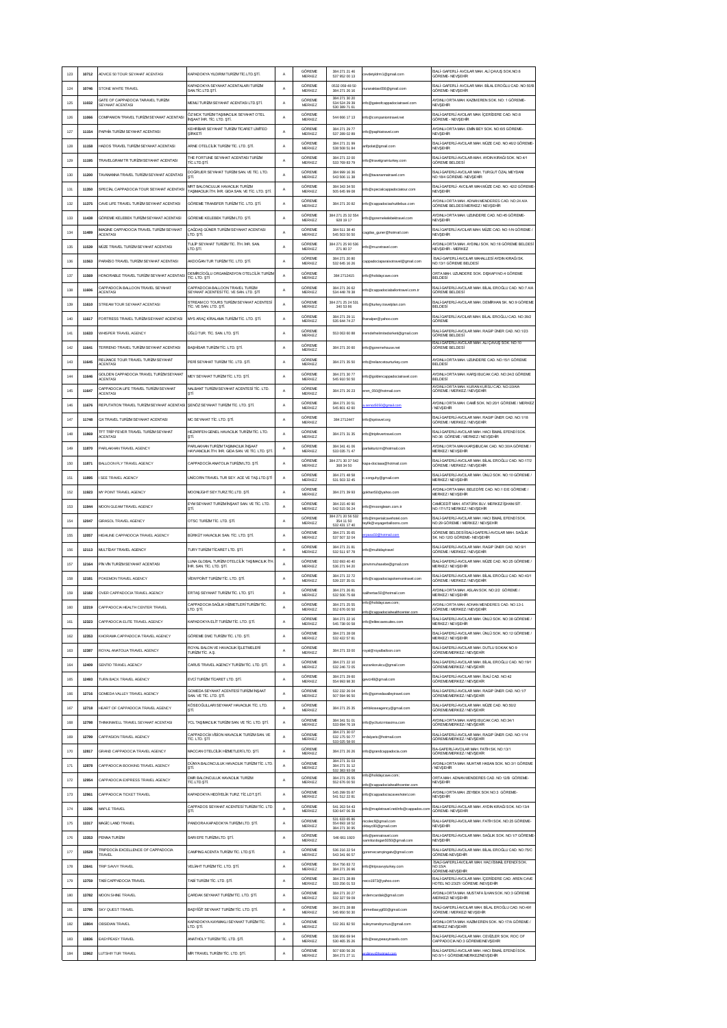| 123 | 10712 | ADVICE 50 TOUR SEYAHAT ACENTASI | KAPADOKYA YILDIRIM TURİZM TİC.LTD.ŞTİ. | A | GÖREME MERKEZ | 384 271 21 46 537 852 00 13 | cevdetyldrm1@gmail.com | İSALİ-GAFERLİ-AVCILAR MAH. ALİ ÇAVUŞ SOK.NO:6 GÖREME-NEVŞEHİR |
|---|---|---|---|---|---|---|---|---|
| 124 | 10746 | STONE WHITE TRAVEL | KAPADOKYA SEYAHAT ACENTALARI TURİZM SAN.TİC.LTD.ŞTİ. | A | GÖREME MERKEZ | 0532 059 48 50 384 271 26 16 | nursenakdas656@gmail.com | İSALİ-GAFERLİ-AVCILAR MAH. BİLAL EROĞLU CAD. NO:50/B GÖREME-NEVŞEHİR |
| 125 | 11032 | GATE OF CAPPADOCIA TARAVEL TURİZM SEYAHAT ACENTASI | MEMLİ TURİZM SEYAHAT ACENTASI LTD.ŞTİ. | A | GÖREME MERKEZ | 384 271 30 20 534 524 29 39 530 389 71 61 | info@gateofcappadociatravel.com | AYDINLI ORTA MAH. KAZIM EREN SOK. NO: 1 GÖREME-NEVŞEHİR |
| 126 | 11066 | COMPANION TRAVEL TURİZM SEYAHAT ACENTASI | ÖZ MCK TURİZM TAŞIMACILIK SEYAHAT OTEL İNŞAAT İHR. TİC. LTD. ŞTİ. | A | GÖREME MERKEZ | 544 666 17 13 | info@companiontravel.com | İSALİ-GAFERLİ-AVCILAR MAH. İÇERİDERE CAD. NO:8 GÖREME - NEVŞEHİR |
| 127 | 11154 | PAPHIA TURİZM SEYAHAT ACENTASI | KEHRİBAR SEYAHAT TURİZM TİCARET LİMİTED ŞİRKETİ | A | GÖREME MERKEZ | 384 271 29 77 537 289 02 89 | info@paphiatravel.com | AYDINLI-ORTA MAH. EMİN BEY SOK. NO:6/5 GÖREME-NEVŞEHİR |
| 128 | 11158 | HADOS TRAVEL TURİZM SEYAHAT ACENTASI | ARNE OTELCİLİK TURİZM TİC. LTD. ŞTİ. | A | GÖREME MERKEZ | 384 271 21 99 538 508 51 84 | arifjoolat@gmail.com | İSALİ-GAFERLİ-AVCILAR MAH. MÜZE CAD. NO:46/2 GÖREME-NEVŞEHİR |
| 129 | 11195 | TRAVELGRAM TR TURİZM SEYAHAT ACENTASI | THE FORTUNE SEYAHAT ACENTASI TURİZM TİC.LTD.ŞTİ. | A | GÖREME MERKEZ | 384 271 22 00 533 769 83 79 | info@travelgramturkey.com | İSALİ-GAFERLİ-AVCILAR MAH. AYDIN KIRAĞI SOK. NO:4/1 GÖREME BELDESİ |
| 130 | 11200 | TAVANANNA TRAVEL TURİZM SEYAHAT ACENTASI | DOĞRULER SEYAHAT TURİZM SAN. VE TİC. LTD. ŞTİ. | A | GÖREME MERKEZ | 384 999 16 36 543 506 11 39 | info@tavanannatravel.com | İSALİ-GAFERLİ-AVCILAR MAH. TURGUT ÖZAL MEYDANI NO:18/4 GÖREME- NEVŞEHİR |
| 131 | 11350 | SPECİAL CAPPADOCIA TOUR SEYAHAT ACENTASI | MRT BALONCULUK HAVACILIK TURİZM TAŞIMACILIK İTH. İHR. GIDA SAN. VE TİC. LTD. ŞTİ. | A | GÖREME MERKEZ | 384 343 34 50 505 645 99 08 | info@specialcappadociatour.com | İSALİ-GAFERLİ- AVCILAR MAH.MÜZE CAD. NO: 42/2 GÖREME-NEVŞEHİR |
| 132 | 11375 | CAVE LIFE TRAVEL TURİZM SEYAHAT ACENTASI | GÖREME TRANSFER TURİZM TİC. LTD. ŞTİ. | A | GÖREME MERKEZ | 384 271 20 82 | info@cappadociashuttlebus.com | AYDINLI-ORTA MAH. ADNAN MENDERES CAD. NO:24 A/A GÖREME BELDESİ MERKEZ / NEVŞEHİR |
| 133 | 11438 | GÖREME KELEBEK TURİZM SEYAHAT ACENTASI | GÖREME KELEBEK TURİZM LTD. ŞTİ. | A | GÖREME MERKEZ | 384 271 25 32 554 920 19 17 | info@goremekelebektravel.com | AYDINLI-ORTA MAH. UZUNDERE CAD. NO:45 GÖREME-NEVŞEHİR |
| 134 | 11489 | IMAGINE CAPPADOCIA TRAVEL TURİZM SEYAHAT ACENTASI | ÇAĞDAŞ GÜNER TURİZM SEYAHAT ACENTASI LTD. ŞTİ. | A | GÖREME MERKEZ | 384 511 38 40 545 933 50 50 | cagdas_guner@hotmail.com | İSALİ GAFERLİ AVCILAR MAH. MÜZE CAD. NO:14N GÖREME / NEVŞEHİR |
| 135 | 11539 | MÜZE TRAVEL TURİZM SEYAHAT ACENTASI | TULİP SEYAHAT TURİZM TİC. İTH. İHR. SAN. LTD.ŞTİ. | A | GÖREME MERKEZ | 384 271 25 90 536 271 80 37 | info@muzetravel.com | AYDINLI-ORTA MAH. AYDINLI SOK. NO:18 GÖREME BELDESİ NEVŞEHİR - MERKEZ |
| 136 | 11563 | PARAİSO TRAVEL TURİZM SEYAHAT ACENTASI | AKDOĞAN TUR TURİZM TİC. LTD. ŞTİ. | A | GÖREME MERKEZ | 384 271 20 80 532 645 16 26 | cappadociaparaisotravel@gmail.com | İSALİ-GAFERLİ-AVCILAR MAHALLESİ AYDIN KIRAĞI SK. NO:13/1 GÖREME BELDESİ |
| 137 | 11569 | HONORABLE TRAVEL TURİZM SEYAHAT ACENTASI | DEMİRCİOĞLU ORGANİZASYON OTELCİLİK TURİZM TİC. LTD. ŞTİ. | A | GÖREME MERKEZ | 384 2712415 | info@holidaycave.com | ORTA MAH. UZUNDERE CAD. DIŞKAPI NO:4 GÖREME BELDESİ |
| 138 | 11606 | CAPPADOCIA BALLOON TRAVEL SEYAHAT ACENTASI | CAPPADOCIA BALLOON TRAVEL TURİZM SEYAHAT ACENTESİ TİC. VE SAN. LTD. ŞTİ | A | GÖREME MERKEZ | 384 271 26 62 534 448 78 39 | info@cappadociaballoontravel.com.tr | İSALİ-GAFERLİ-AVCILAR MAH. BİLAL EROĞLU CAD. NO:7 A/A GÖREME BELDESİ |
| 139 | 11610 | STREAM TOUR SEYAHAT ACENTASI | STREAM CO TOURS TURİZM SEYAHAT ACENTESİ TİC. VE SAN. LTD. ŞTİ. | A | GÖREME MERKEZ | 384 271 25 24 531 340 53 86 | info@turkey.travelplan.com | İSALİ-GAFERLİ-AVCILAR MAH. DEMİRHAN SK. NO:9 GÖREME BELDESİ |
| 140 | 11617 | FORTRESS TRAVEL TURİZM SEYAHAT ACENTASI | MYS ARAÇ KİRALAMA TURİZM TİC. LTD. ŞTİ. | A | GÖREME MERKEZ | 384 271 29 11 535 644 74 27 | fnanalper@yahoo.com | İSALİ GAFERLİ AVCILAR MAH. BİLAL EROĞLU CAD. NO:39/2 GÖREME |
| 141 | 11633 | WHISPER TRAVEL AGENCY | ÜĞLÜ TUR. TİC. SAN. LTD. ŞTİ. | A | GÖREME MERKEZ | 553 063 60 88 | remdefnelimitedsirketi@gmail.com | İSALİ-GAFERLİ-AVCILAR MAH. RAGIP ÜNER CAD. NO:1/23 GÖREME BELDESİ |
| 142 | 11641 | TERREND TRAVEL TURİZM SEYAHAT ACENTASI | BAŞHİSAR TURİZM TİC. LTD. ŞTİ. | A | GÖREME MERKEZ | 384 271 20 60 | info@goremehouse.net | İSALİ-GAFERLİ-AVCILAR MAH. ALİ ÇAVUŞ SOK. NO:10 GÖREME BELDESİ |
| 143 | 11645 | RELİANCE TOUR TRAVEL TURİZM SEYAHAT ACENTASI | PERİ SEYAHAT TURİZM TİC. LTD. ŞTİ. | A | GÖREME MERKEZ | 384 271 35 50 | info@reliancetourturkey.com | AYDINLI-ORTA MAH. UZUNDERE CAD. NO:15/1 GÖREME BELDESİ |
| 144 | 11646 | GOLDEN CAPPADOCIA TRAVEL TURİZM SEYAHAT ACENTASI | MEY SEYAHAT TURİZM TİC. LTD. ŞTİ. | A | GÖREME MERKEZ | 384 271 30 77 545 910 50 50 | info@goldencappadociatravel.com | AYDINLI-ORTA MAH. KARŞIBUCAK CAD. NO:24/2 GÖREME BELDESİ |
| 145 | 11647 | CAPPADOCIA LIFE TRAVEL TURİZM SEYAHAT ACENTASI | NALBANT TURİZM SEYAHAT ACENTESİ TİC. LTD. ŞTİ. | A | GÖREME MERKEZ | 384 271 26 23 | eren_050@hotmail.com | AYDINLI-ORTA MAH. KURAN KURSU CAD. NO:10/A/A GÖREME / MERKEZ / NEVŞEHİR |
| 146 | 11676 | REPUTATION TRAVEL TURİZM SEYAHAT ACENTASI | ŞENÖZ SEYAHAT TURİZM TİC. LTD. ŞTİ. | A | GÖREME MERKEZ | 384 271 20 51 545 801 42 60 | a.senoz5050@gmail.com | AYDINLI ORTA MAH. CAMİİ SOK. NO:20/1 GÖREME / MERKEZ / NEVŞEHİR |
| 147 | 11748 | QX TRAVEL TURİZM SEYAHAT ACENTASI | MC SEYAHAT TİC. LTD. ŞTİ. | A | GÖREME MERKEZ | 384 2712447 | info@qxtravel.org | İSALİ-GAFERLİ-AVCILAR MAH. RAGIP ÜNER CAD. NO:1/16 GÖREME / MERKEZ / NEVŞEHİR |
| 148 | 11869 | TFT TRİP FEVER TRAVEL TURİZM SEYAHAT ACENTASI | HEZARFEN GENEL HAVACILIK TURİZM TİC. LTD. ŞTİ. | A | GÖREME MERKEZ | 384 271 31 35 | info@tripfevertravel.com | İSALİ-GAFERLİ-AVCILAR MAH. HACI İSMAİL EFENDİ SOK. NO:36 GÖREME / MERKEZ / NEVŞEHİR |
| 149 | 11870 | PARLAKHAN TRAVEL AGENCY | PARLAKHAN TURİZM TAŞIMACILIK İNŞAAT HAYVANCILIK İTH. İHR. GIDA SAN. VE TİC. LTD. ŞTİ. | A | GÖREME MERKEZ | 384 341 41 06 533 035 71 47 | parlakturizm@hotmail.com | AYDINLI ORTA MAH.KARŞIBUCAK CAD. NO:30/A GÖREME / MERKEZ / NEVŞEHİR |
| 150 | 11871 | BALLOON FLY TRAVEL AGENCY | CAPPADOCIA ANATOLIA TURİZM LTD. ŞTİ. | A | GÖREME MERKEZ | 384 271 30 37 542 369 34 50 | kapa-dociaaa@hotmail.com | İSALİ-GAFERLİ-AVCILAR MAH. BİLAL EROĞLU CAD. NO:17/2 GÖREME / MERKEZ / NEVŞEHİR |
| 151 | 11895 | I SEE TRAVEL AGENCY | UNİCORN TRAVEL TUR SEY. ACE VE TAŞ.LTD.ŞTİ | A | GÖREME MERKEZ | 384 271 48 58 531 903 32 45 | c.sonqulvy@gmail.com | İSALİ-GAFERLİ-AVCILAR MAH. ÜNLÜ SOK. NO:10 GÖREME / MERKEZ / NEVŞEHİR |
| 152 | 11923 | MY POINT TRAVEL AGENCY | MOONLIGHT SEY.TURZ.TİC.LTD. ŞTİ. | A | GÖREME MERKEZ | 384 271 39 83 | gokhan50@yahoo.com | AYDINLI-ORTA MAH. BELEDİYE CAD. NO:1 E/E GÖREME / MERKEZ / NEVŞEHİR |
| 153 | 11944 | MOON GLEAM TRAVEL AGENCY | EYM SEYAHAT TURİZM İNŞAAT SAN. VE TİC. LTD. ŞTİ. | A | GÖREME MERKEZ | 384 215 40 90 542 515 56 24 | info@moongleam.com.tr | CAMİCEDİT MAH. ATATÜRK BLV. MERKEZ İŞHANI SİT. NO:17/1/12 MERKEZ / NEVŞEHİR |
| 154 | 12047 | GIRASOL TRAVEL AGENCY | OTSC TURİZM TİC. LTD. ŞTİ. | A | GÖREME MERKEZ | 384 271 20 56 532 354 11 50 532 431 17 40 | info@imperialcavehotel.com bayfik@voyagerballoons.com | İSALİ-GAFERLİ-AVCILAR MAH. HACI İSMAİL EFENDİ SOK. NO:29 GÖREME / MERKEZ / NEVŞEHİR |
| 155 | 12057 | HIGHLINE CAPPADOCIA TRAVEL AGENCY | BÜRKÜT HAVACILIK SAN. TİC. LTD. ŞTİ. | A | GÖREME MERKEZ | 384 271 35 65 537 507 32 04 | erpass50@hotmail.com | GÖREME BELDESİ İSALİ-GAFERLİ-AVCILAR MAH. SAĞLIK SK. NO:12/D GÖREME-NEVŞEHİR |
| 156 | 12113 | MULTIDAY TRAVEL AGENCY | TURY TURİZM TİCARET LTD. ŞTİ. | A | GÖREME MERKEZ | 384 271 21 81 532 511 97 78 | info@multidaytravel | İSALİ-GAFERLİ-AVCILAR MAH. RAGIP ÜNER CAD. NO:9/1 GÖREME / MERKEZ / NEVŞEHİR |
| 157 | 12164 | PİN VİN TURİZM SEYAHAT ACENTASI | LUNA GLOBAL TURİZM OTELCİLİK TAŞIMACILIK İTH. İHR. SAN. TİC. LTD. ŞTİ. | A | GÖREME MERKEZ | 532 693 40 40 530 271 94 20 | pinvinmuhasebe@gmail.com | İSALİ-GAFERLİ-AVCILAR MAH. MÜZE CAD. NO:25 GÖREME / MERKEZ / NEVŞEHİR |
| 158 | 12181 | POKEMON TRAVEL AGENCY | VIEWPOINT TURİZM TİC. LTD. ŞTİ. | A | GÖREME MERKEZ | 384 271 22 72 539 237 35 01 | info@cappadociapokemontravel.com | İSALİ-GAFERLİ-AVCILAR MAH. BİLAL EROĞLU CAD. NO:43/1 GÖREME / MERKEZ / NEVŞEHİR |
| 159 | 12182 | OVER CAPPADOCIA TRAVEL AGENCY | ERTAŞ SEYAHAT TURİZM TİC. LTD. ŞTİ. | A | GÖREME MERKEZ | 384 271 26 81 532 506 75 68 | salihertas50@hotmail.com | AYDINLI-ORTA MAH. ASLAN SOK. NO:2/2 GÖREME / MERKEZ / NEVŞEHİR |
| 160 | 12219 | CAPPADOCIA HEALTH CENTER TRAVEL | CAPPADOCIA SAĞLIK HİZMETLERİ TURİZM TİC. LTD. ŞTİ. | A | GÖREME MERKEZ | 384 271 25 55 552 676 00 50 | info@holidaycave.com; info@cappadociahealthcenter.com | AYDINLI ORTA MAH. ADNAN MENDERES CAD. NO:13-1 GÖREME / MERKEZ / NEVŞEHİR |
| 161 | 12323 | CAPPADOCIA ELITE TRAVEL AGENCY | KAPADOKYA ELİT TURİZM TİC. LTD. ŞTİ. | A | GÖREME MERKEZ | 384 271 22 16 545 738 00 58 | info@elitecavesuites.com | İSALİ-GAFERLİ-AVCILAR MAH. ÜNLÜ SOK. NO:38 GÖREME / MERKEZ / NEVŞEHİR |
| 162 | 12353 | KHORAMA CAPPADOCIA TRAVEL AGENCY | GÖREME DMC TURİZM TİC. LTD. ŞTİ. | A | GÖREME MERKEZ | 384 271 28 08 532 422 57 81 | | İSALİ-GAFERLİ-AVCILAR MAH. ÜNLÜ SOK. NO:12 GÖREME / MERKEZ / NEVŞEHİR |
| 163 | 12387 | ROYAL ANATOLIA TRAVEL AGENCY | ROYAL BALON VE HAVACILIK İŞLETMELERİ TURİZM TİC. A.Ş. | A | GÖREME MERKEZ | 384 271 33 00 | royal@royalballoon.com | İSALİ-GAFERLİ-AVCILAR MAH. DUTLU SOKAK NO:9 GÖREME/MERKEZ / NEVŞEHİR |
| 164 | 12409 | SENTIO TRAVEL AGENCY | CARUS TRAVEL AGENCY TURİZM TİC. LTD. ŞTİ. | A | GÖREME MERKEZ | 384 271 22 10 532 246 72 05 | aozturkoruktcu@gmail.com | İSALİ-GAFERLİ-AVCILAR MAH. BİLAL EROĞLU CAD. NO:19/1 GÖREME/MERKEZ / NEVŞEHİR |
| 165 | 12493 | TURN BACK TRAVEL AGENCY | EVCİ TURİZM TİCARET LTD. ŞTİ. | A | GÖREME MERKEZ | 384 271 29 60 554 993 98 30 | gevci48@gmail.com | İSALİ-GAFERLİ-AVCILAR MAH. İSALİ CAD. NO:42 GÖREME/MERKEZ / NEVŞEHİR |
| 166 | 12716 | GOMEDA VALLEY TRAVEL AGENCY | GOMEDA SEYAHAT ACENTESİ TURİZM İNŞAAT SAN. VE TİC. LTD. ŞTİ. | A | GÖREME MERKEZ | 532 232 20 04 507 594 96 93 | info@gomedavalleytravel.com | İSALİ-GAFERLİ-AVCILAR MAH. RAGIP ÜNER CAD. NO:1/7 GÖREME/MERKEZ / NEVŞEHİR |
| 167 | 12718 | HEART OF CAPPADOCIA TRAVEL AGENCY | KÖSEOĞULLARI SEYAHAT HAVACILIK TİC. LTD. ŞTİ. | A | GÖREME MERKEZ | 384 271 25 35 | vehbikoseagency@gmail.com | İSALİ-GAFERLİ-AVCILAR MAH. MÜZE CAD. NO:50/2 GÖREME/MERKEZ / NEVŞEHİR |
| 168 | 12798 | THINKWWELL TRAVEL SEYAHAT ACENTASI | YCL TAŞIMACILIK TURİZM SAN. VE TİC. LTD. ŞTİ. | A | GÖREME MERKEZ | 384 341 51 01 533 694 76 19 | info@ycltuiztmtasima.com | AYDINLI-ORTA MAH. KARŞIBUCAK CAD. NO:34/1 GÖREME/MERKEZ / NEVŞEHİR |
| 169 | 12799 | CAPPASION TRAVEL AGENCY | CAPPADOCIA VİSİON HAVACILIK TURİZM SAN. VE TİC. LTD. ŞTİ. | A | GÖREME MERKEZ | 384 271 30 07 532 175 50 77 533 025 58 00 | erdalyaris@hotmail.com | İSALİ-GAFERLİ-AVCILAR MAH. RAGIP ÜNER CAD. NO:1/14 GÖREME/MERKEZ / NEVŞEHİR |
| 170 | 12817 | GRAND CAPPADOCIA TRAVEL AGENCY | MACCAN OTELCİLİK HİZMETLERİ LTD. ŞTİ. | A | GÖREME MERKEZ | 384 271 26 26 | info@grandcappadocia.com | İSA-GAFERLİ-AVCILAR MAH. FATİH SK. NO:13/1 GÖREME/MERKEZ / NEVŞEHİR |
| 171 | 12878 | CAPPADOCIA BOOKING TRAVEL AGENCY | DÜNYA BALONCULUK HAVACILIK TURİZM TİC. LTD. ŞTİ. | A | GÖREME MERKEZ | 384 271 31 03 384 271 31 12 532 383 83 08 | | AYDINLI-ORTA MAH. MUHTAR HASAN SOK. NO:3/1 GÖREME / NEVŞEHİR |
| 172 | 12954 | CAPPADOCIA EXPRESS TRAVEL AGENCY | DMR BALONCULUK HAVACILIK TURİZM TİC.LTD.ŞTİ. | A | GÖREME MERKEZ | 384 271 25 55 552 676 00 50 | info@holidaycave.com; info@cappadociahealthcenter.com | ORTA MAH. ADNAN MENDERES CAD. NO:13/B GÖREME-NEVŞEHİR |
| 173 | 12961 | CAPPADOCIA TICKET TRAVEL | KAPADOKYA HEDİYELİK TURZ. TİC.LDT.ŞTİ. | A | GÖREME MERKEZ | 545 299 55 87 541 512 22 81 | info@cappadociacaveshotel.com | AYDINLI ORTA MAH. ZEYBEK SOK NO:3 GÖREME-NEVŞEHİR |
| 174 | 13296 | MAPLE TRAVEL | CAPPADOS SEYAHAT ACENTESİ TURİZM TİC. LTD. ŞTİ. | A | GÖREME MERKEZ | 541 263 54 43 530 647 96 39 | info@mapletravel.net/info@cappados.com | İSALİ-GAFERLİ-AVCILAR MAH. AYDIN KIRAĞI SOK. NO:13/4 GÖREME- NEVŞEHİR |
| 175 | 13317 | MAGİC LAND TRAVEL | PANDORA KAPADOKYA TURİZM LTD. ŞTİ. | A | GÖREME MERKEZ | 531 833 65 86 554 693 18 52 384 271 30 95 | nicolecit@gmail.com oktaycit0@gmail.com | İSALİ-GAFERLİ-AVCILAR MAH. FATİH SOK. NO:25 GÖREME-NEVŞEHİR |
| 176 | 13353 | PENNA TURİZM | SARI EFE TURİZM LTD. ŞTİ. | A | GÖREME MERKEZ | 546 661 1920 | info@pennatravel.com samilozdogan5050@gmail.com | İSALİ-GAFERLİ-AVCILAR MAH. SAĞLIK SOK. NO:1/7 GÖREME-NEVŞEHİR |
| 177 | 13520 | TRİPDOCİA EXCELLENCE OF CAPPADOCIA TRAVEL | CAMPING ACENTA TURİZM TİC. LTD.ŞTİ. | A | GÖREME MERKEZ | 536 216 22 54 543 341 86 57 | goremecampingatv@gmail.com | İSALİ-GAFERLİ-AVCILAR MAH. BİLAL EROĞLU CAD. NO:75/C GÖREME-NEVŞEHİR |
| 178 | 13641 | TRIP SAVVY TRAVEL | VELİAHT TURİZM TİC. LTD. ŞTİ. | A | GÖREME MERKEZ | 554 796 83 72 384 271 26 96 | info@tripsavvyturkey.com | İSALİ-GAFERLİ-AVCILAR MAH. HACI İSMAİL EFENDİ SOK. NO:15/A GÖREME-NEVŞEHİR |
| 179 | 13759 | TABİ CAPPADOCIA TRAVEL | TABİ TURİZM TİC. LTD. ŞTİ. | A | GÖREME MERKEZ | 384 271 28 89 533 256 01 53 | recoi1973@yahoo.com | İSALİ-GAFERLİ-AVCILAR MAH. İÇERİDERE CAD. AREN CAVE HOTEL NO:23/Z1 GÖREME /NEVŞEHİR |
| 180 | 13782 | MOON SHINE TRAVEL | ÇARDAK SEYAHAT TURİZM TİC. LTD. ŞTİ. | A | GÖREME MERKEZ | 384 271 20 27 532 327 59 09 | erdemcardak@gmail.com | AYDINLI-ORTA MAH. MUSTAFA İLHAN SOK. NO:3 GÖREME /MERKEZ/ NEVŞEHİR |
| 181 | 13795 | SKY QUEST TRAVEL | BAŞYİĞİT SEYAHAT TURİZM TİC. LTD. ŞTİ. | A | GÖREME MERKEZ | 384 271 20 88 545 950 50 30 | ahmetbasyigit50@gmail.com | İSALİ-GAFERLİ-AVCILAR MAH. BİLAL EROĞLU CAD. NO:49/I GÖREME / MERKEZ/ NEVŞEHİR |
| 182 | 13804 | OBSIDIAN TRAVEL | KAPADOKYA KAYMAKLI SEYAHAT TURİZM TİC. LTD. ŞTİ. | A | GÖREME MERKEZ | 532 261 82 50 | suleymandoymus@gmail.com | AYDINLI-ORTA MAH. KAZIM EREN SOK. NO:17/A GÖREME / MERKEZ-NEVŞEHİR |
| 183 | 13836 | EASYPEASY TRAVEL | ANATHOLY TURİZM TİC. LTD. ŞTİ. | A | GÖREME MERKEZ | 536 956 69 94 530 465 35 26 | info@easypeasytravels.com | İSALİ-GAFERLİ-AVCILAR MAH. CEVİZLER SOK. ROC OF CAPPADOCIA NO:3 GÖREME/NEVŞEHİR |
| 184 | 13862 | LUTSHIY TUR TRAVEL | MİR TRAVEL TURİZM TİC. LTD. ŞTİ. | A | GÖREME MERKEZ | 507 930 56 26 384 271 27 11 | qodaray@hotmail.com | İSALİ-GAFERLİ-AVCILAR MAH. HACI İSMAİL EFENDİ SOK. NO:5/1-1 GÖREME/MERKEZ/NEVŞEHİR |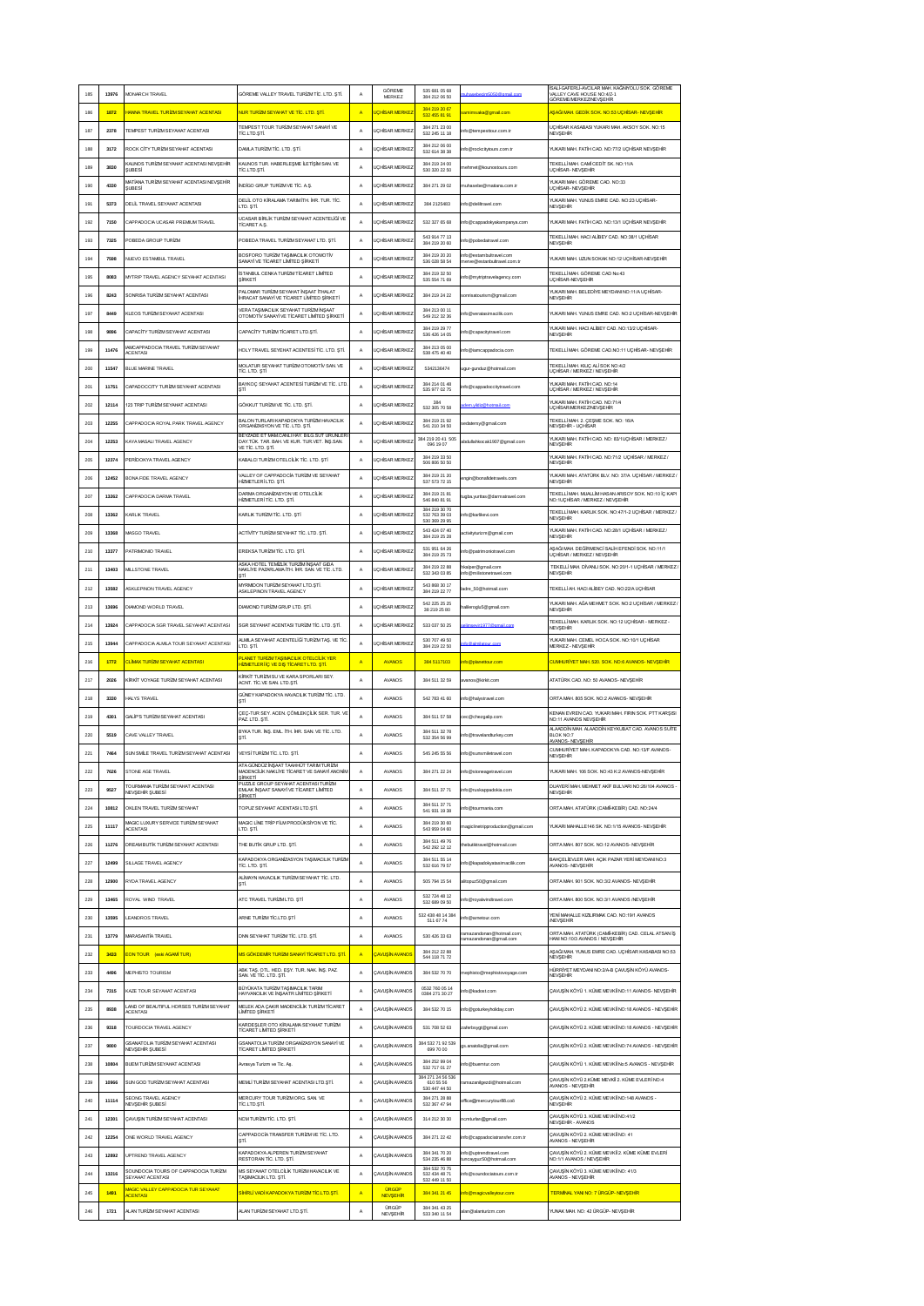| 185 | 13976 | MONARCH TRAVEL | GÖREME VALLEY TRAVEL TURİZM TİC. LTD. ŞTİ. | A | GÖREME MERKEZ | 535 681 05 69 384 212 06 50 | muhasebesimf2050@gmail.com | İSALİ-GAFERLİ-AVCILAR MAH. KAĞNIYOLU SOK. GÖREME VALLEY CAVE HOUSE NO:4/2-1 GÖREME/MERKEZ/NEVŞEHİR |
|---|---|---|---|---|---|---|---|---|
| 186 | 1872 | HANNA TRAVEL TURİZM SEYAHAT ACENTASI | NUR TURİZM SEYAHAT VE TİC. LTD. ŞTİ. | A | UÇHİSAR MERKEZ | 384 219 30 67 532 455 81 91 | hannatravelcappadocia@gmail.com | AŞAĞI MAH. GEDİK SOK. NO:53 UÇHİSAR- NEVŞEHİR |
| 187 | 2378 | TEMPEST TURİZM SEYAHAT ACENTASI | TEMPEST TOUR TURİZM SEYAHAT SANAYİ VE TİC.LTD.ŞTİ. | A | UÇHİSAR MERKEZ | 384 271 23 00 532 245 11 18 | info@tempesttour.com.tr | UÇHİSAR KASABASI YUKARI MAH. AKSOY SOK. NO:15 NEVŞEHİR |
| 188 | 3172 | ROCK CİTY TURİZM SEYAHAT ACENTASI | DAMLA TURİZM TİC. LTD. ŞTİ. | A | UÇHİSAR MERKEZ | 384 212 06 00 532 614 38 38 | info@rockcitytours.com.tr | YUKARI MAH. FATİH CAD. NO:77/2 UÇHİSAR NEVŞEHİR |
| 189 | 3930 | KAUNOS TURİZM SEYAHAT ACENTASI NEVŞEHİR ŞUBESİ | KAUNOS TUR. HABERLEŞME İLETİŞİM SAN. VE TİC.LTD.ŞTİ. | A | UÇHİSAR MERKEZ | 384 219 24 00 530 320 22 50 | mehmet@kaunostours.com | TEKELLİ MAH. CAMİ CEDİT SK. NO:11/A UÇHİSAR- NEVŞEHİR |
| 190 | 4320 | MATİANA TURİZM SEYAHAT ACENTASI NEVŞEHİR ŞUBESİ | İNDİGO GRUP TURİZM VE TİC. A.Ş. | A | UÇHİSAR MERKEZ | 384 271 29 62 | muhasebe@matiana.com.tr | YUKARI MAH. GÖREME CAD. NO:33 UÇHİSAR- NEVŞEHİR |
| 191 | 5373 | DELİL TRAVEL SEYAHAT ACENTASI | DELİL OTO KİRALAMA TARIM İTH. İHR. TUR. TİC. LTD. ŞTİ. | A | UÇHİSAR MERKEZ | 384 2125483 | info@deliltravel.com | YUKARI MAH. YUNUS EMRE CAD. NO:23 UÇHİSAR- NEVŞEHİR |
| 192 | 7150 | CAPPADOCIA UCASAR PREMIUM TRAVEL | UCASAR BİRLİK TURİZM SEYAHAT ACENTELİĞİ VE TİCARET A.Ş. | A | UÇHİSAR MERKEZ | 532 327 65 68 | info@cappadokyakampanya.com | YUKARI MAH. FATİH CAD. NO:13/1 UÇHİSAR NEVŞEHİR |
| 193 | 7325 | POBEDA GROUP TURİZM | POBEDA TRAVEL TURİZM SEYAHAT LTD. ŞTİ. | A | UÇHİSAR MERKEZ | 543 914 77 13 384 219 30 60 | info@pobedatravel.com | TEKELLİ MAH. HACI ALİBEY CAD. NO:38/1 UÇHİSAR NEVŞEHİR |
| 194 | 7598 | NUEVO ESTAMBUL TRAVEL | BOSFORO TURİZM TAŞIMACILIK OTOMOTİV SANAYİ VE TİCARET LİMİTED ŞİRKETİ | A | UÇHİSAR MERKEZ | 384 219 20 20 536 026 58 54 | info@estambultravel.com merve@estambultravel.com.tr | YUKARI MAH. UZUN SOKAK NO:12 UÇHİSAR-NEVŞEHİR |
| 195 | 8063 | MYTRIP TRAVEL AGENCY SEYAHAT ACENTASI | İSTANBUL CENKA TURİZM TİCARET LİMİTED ŞİRKETİ | A | UÇHİSAR MERKEZ | 384 219 32 50 535 554 71 89 | info@mytriptravelagency.com | TEKELLİ MAH. GÖREME CAD No:43 UÇHİSAR-NEVŞEHİR |
| 196 | 8243 | SONRİSA TURİZM SEYAHAT ACENTASI | PALOMAR TURİZM SEYAHAT İNŞAAT İTHALAT İHRACAT SANAYİ VE TİCARET LİMİTED ŞİRKETİ | A | UÇHİSAR MERKEZ | 384 219 24 22 | sonrisatourism@gmail.com | YUKARI MAH. BELEDİYE MEYDANI NO:11/A UÇHİSAR- NEVŞEHİR |
| 197 | 8449 | KLEOS TURİZM SEYAHAT ACENTASI | VERA TAŞIMACILIK SEYAHAT TURİZM İNŞAAT OTOMOTİV SANAYİ VE TİCARET LİMİTED ŞİRKETİ | A | UÇHİSAR MERKEZ | 384 213 00 11 549 212 32 36 | info@veratasimacilik.com | YUKARI MAH. YUNUS EMRE CAD. NO:2 UÇHİSAR-NEVŞEHİR |
| 198 | 9896 | CAPACİTY TURİZM SEYAHAT ACENTASI | CAPACİTY TURİZM TİCARET LTD.ŞTİ. | A | UÇHİSAR MERKEZ | 384 219 29 77 536 426 14 05 | info@capacitytravel.com | YUKARI MAH. HACI ALİBEY CAD. NO:13/2 UÇHİSAR- NEVŞEHİR |
| 199 | 11476 | IAMCAPPADOCIA TRAVEL TURİZM SEYAHAT ACENTASI | HOLY TRAVEL SEYEHAT ACENTESİ TİC. LTD. ŞTİ. | A | UÇHİSAR MERKEZ | 384 213 05 00 536 475 40 40 | info@iamcappadocia.com | TEKELLİ MAH. GÖREME CAD.NO:11 UÇHİSAR- NEVŞEHİR |
| 200 | 11547 | BLUE MARINE TRAVEL | MOLATUR SEYAHAT TURİZM OTOMOTİV SAN. VE TİC. LTD. ŞTİ | A | UÇHİSAR MERKEZ | 5342136474 | ugur-gunduz@hotmail.com | TEKELLİ MAH. KILIÇ ALİ SOK NO:4/2 UÇHİSAR / MERKEZ / NEVŞEHİR |
| 201 | 11751 | CAPADOCCITY TURİZM SEYAHAT ACENTASI | BAYKOÇ SEYAHAT ACENTESİ TURİZM VE TİC. LTD. ŞTİ | A | UÇHİSAR MERKEZ | 384 214 01 48 535 977 02 75 | info@capadoccitytravel.com | YUKARI MAH. FATİH CAD. NO:14 UÇHİSAR / MERKEZ / NEVŞEHİR |
| 202 | 12114 | 123 TRIP TURİZM SEYAHAT ACENTASI | GÖKKUT TURİZM VE TİC. LTD. ŞTİ. | A | UÇHİSAR MERKEZ | 384 532 305 70 58 | aslanyildiz@hotmail.com | YUKARI MAH. FATİH CAD. NO:71/A UÇHİSAR/MERKEZ/NEVŞEHİR |
| 203 | 12255 | CAPPADOCIA ROYAL PARK TRAVEL AGENCY | BALON TURLARI KAPADOKYA TURİZM HAVACILIK ORGANİZASYON VE TİC. LTD. ŞTİ. | A | UÇHİSAR MERKEZ | 384 219 21 92 541 210 34 50 | sedaterzy@gmail.com | TEKELLİ MAH. 2. ÇEŞME SOK. NO: 16/A NEVŞEHİR - UÇHİSAR |
| 204 | 12253 | KAYA MASALI TRAVEL AGENCY | BEYZADE ET MAMÜLLERİ HAY. BİLG.SÜT ÜRÜNLERİ DAY.TÜK. TAR. BAH. VE KUR. TUR.VET. İNŞ.SAN. VE TİC. LTD. ŞTİ. | A | UÇHİSAR MERKEZ | 384 219 20 41 505 096 29 07 | abdullahkocak1907@gmail.com | YUKARI MAH. FATİH CAD. NO: 83/1UÇHİSAR / MERKEZ / NEVŞEHİR |
| 205 | 12374 | PERİDOKYA TRAVEL AGENCY | KABALCI TURİZM OTELCİLİK TİC. LTD. ŞTİ | A | UÇHİSAR MERKEZ | 384 219 33 50 505 906 50 50 | | YUKARI MAH. FATİH CAD. NO:71/2 UÇHİSAR / MERKEZ / NEVŞEHİR |
| 206 | 12452 | BONA FIDE TRAVEL AGENCY | VALLEY OF CAPPADOCİA TURİZM VE SEYAHAT HİZMETLERİ LTD. ŞTİ. | A | UÇHİSAR MERKEZ | 384 219 21 20 537 573 72 15 | engin@bonafidetravels.com | YUKARI MAH. ATATÜRK BLV. NO: 37/A UÇHİSAR / MERKEZ / NEVŞEHİR |
| 207 | 13262 | CAPPADOCIA DARMA TRAVEL | DARMA ORGANİZASYON VE OTELCİLİK HİZMETLERİ TİC. LTD. ŞTİ. | A | UÇHİSAR MERKEZ | 384 219 21 81 546 840 81 91 | tugba.yurttas@darmatravel.com | TEKELLİ MAH. MUALLİM HASAN ARISOY SOK. NO:10 İÇ KAPI NO:1UÇHİSAR / MERKEZ / NEVŞEHİR |
| 208 | 13362 | KARLIK TRAVEL | KARLIK TURİZM TİC. LTD. ŞTİ | A | UÇHİSAR MERKEZ | 384 219 30 70 532 763 39 03 530 369 29 95 | info@karlikevi.com | TEKELLİ MAH. KARLIK SOK. NO:47/1-2 UÇHİSAR / MERKEZ / NEVŞEHİR |
| 209 | 13368 | MAGGO TRAVEL | ACTİVİTY TURİZM SEYAHAT TİC. LTD. ŞTİ. | A | UÇHİSAR MERKEZ | 543 424 07 40 384 219 25 28 | activityturizm@gmail.com | YUKARI MAH. FATİH CAD. NO:28/1 UÇHİSAR / MERKEZ / NEVŞEHİR |
| 210 | 13377 | PATRIMONIO TRAVEL | EREKSA TURİZM TİC. LTD. ŞTİ. | A | UÇHİSAR MERKEZ | 531 951 64 26 384 219 25 73 | info@patrimoniotravel.com | AŞAĞI MAH. DEĞİRMENCİ SALİH EFENDİ SOK. NO:11/1 UÇHİSAR / MERKEZ / NEVŞEHİR |
| 211 | 13403 | MILLSTONE TRAVEL | ASKA HOTEL TEMİZLİK TURİZM İNŞAAT GIDA NAKLİYE PAZARLAMA İTH. İHR. SAN. VE TİC. LTD. ŞTİ | A | UÇHİSAR MERKEZ | 384 219 22 88 532 343 03 85 | htaslper@gmail.com info@millstonetravel.com | TEKELLİ MAH. DİVANLI SOK. NO:20/1-1 UÇHİSAR / MERKEZ / NEVŞEHİR |
| 212 | 13582 | ASKLEPİNON TRAVEL AGENCY | MYRMECON TURİZM SEYAHAT LTD.ŞTİ. ASKLEPİNON TRAVEL AGENCY | A | UÇHİSAR MERKEZ | 543 868 30 17 384 219 32 77 | fadre_50@hotmail.com | TEKELLİ AH. HACI ALİBEY CAD. NO:22/A UÇHİSAR |
| 213 | 13696 | DIAMOND WORLD TRAVEL | DIAMOND TURİZM GRUP LTD. ŞTİ. | A | UÇHİSAR MERKEZ | 542 225 25 35 38 219 25 80 | halileroglu5@gmail.com | YUKARI MAH. AĞA MEHMET SOK. NO:2 UÇHİSAR / MERKEZ / NEVŞEHİR |
| 214 | 13924 | CAPPADOCIA SGR TRAVEL SEYAHAT ACENTASI | SGR SEYAHAT ACENTASI TURİZM TİC. LTD. ŞTİ. | A | UÇHİSAR MERKEZ | 533 037 50 25 | selimseyrel977@gmail.com | TEKELLİ MAH. KARLIK SOK. NO:12 UÇHİSAR - MERKEZ - NEVŞEHİR |
| 215 | 13944 | CAPPADOCIA ALMILA TOUR SEYAHAT ACENTASI | ALMILA SEYAHAT ACENTELİĞİ TURİZM TAŞ. VE TİC. LTD. ŞTİ. | A | UÇHİSAR MERKEZ | 530 707 49 50 384 219 22 50 | info@almilatour.com | YUKARI MAH. CEMEL HOCA SOK. NO:10/1 UÇHİSAR MERKEZ - NEVŞEHİR |
| 216 | 1772 | CLIMAX TURİZM SEYAHAT ACENTASI | PLANET TURİZM TAŞIMACILIK OTELCİLİK YER HİZMETLERİ İÇ VE DIŞ TİCARET LTD. ŞTİ. | A | AVANOS | 384 5117103 | info@planetour.com | CUMHURİYET MAH. 520. SOK. NO:6 AVANOS- NEVŞEHİR |
| 217 | 2026 | KİRKİT VOYAGE TURİZM SEYAHAT ACENTASI | KİRKİT TURİZM SU VE KARA SPORLARI SEY. ACNT. TİC.VE SAN. LTD.ŞTİ. | A | AVANOS | 384 511 32 59 | avanos@kirkit.com | ATATÜRK CAD. NO: 50 AVANOS- NEVŞEHİR |
| 218 | 3330 | HALYS TRAVEL | GÜNEY KAPADOKYA HAVACILIK TURİZM TİC. LTD. ŞTİ. | A | AVANOS | 542 783 41 60 | info@halystravel.com | ORTA MAH. 805 SOK. NO:2 AVANOS- NEVŞEHİR |
| 219 | 4381 | GALİPS TURİZM SEYAHAT ACENTASI | ÇEÇ-TUR SEY. ACEN. ÇÖMLEKÇİLİK SER. TUR. VE PAZ. LTD. ŞTİ. | A | AVANOS | 384 511 57 58 | cec@chezgalip.com | KENAN EVREN CAD. YUKARI MAH. FIRIN SOK. PTT KARŞISI NO:11 AVANOS NEVŞEHİR |
| 220 | 5519 | CAVE VALLEY TRAVEL | BYKA TUR. İNŞ. EML. İTH. İHR. SAN. VE TİC. LTD. ŞTİ. | A | AVANOS | 384 511 32 78 532 354 56 99 | info@travelandturkey.com | ALAADDİN MAH. ALAADDİN KEYKUBAT CAD. AVANOS SUİTE BLOK NO:7 AVANOS- NEVŞEHİR |
| 221 | 7464 | SUN SMİLE TRAVEL TURİZM SEYAHAT ACENTASI | VEYSİ TURİZM TİC. LTD. ŞTİ. | A | AVANOS | 545 245 55 56 | info@sunsmiletravel.com | CUMHURİYET MAH. KAPADOKYA CAD. NO:13/F AVANOS- NEVŞEHİR |
| 222 | 7626 | STONE AGE TRAVEL | ATA GÜNDÜZ İNŞAAT TAAHHÜT TARIM TURİZM MADENCİLİK NAKLİYE TİCARET VE SANAYİ ANONİM ŞİRKETİ | A | AVANOS | 384 271 22 24 | info@stoneagetravel.com | YUKARI MAH. 106 SOK. NO:43 K:2 AVANOS-NEVŞEHİR |
| 223 | 9527 | TOURMANIA TURİZM SEYAHAT ACENTASI NEVŞEHİR ŞUBESİ | PUZZLE GROUP SEYAHAT ACENTASI TURİZM EMLAK İNŞAAT SANAYİ VE TİCARET LİMİTED ŞİRKETİ | A | AVANOS | 384 511 37 71 | info@ruskappadokia.com | DUAYERİ MAH. MEHMET AKİF BULVARI NO:26/104 AVANOS - NEVŞEHİR |
| 224 | 10812 | OKLEN TRAVEL TURİZM SEYAHAT | TOPUZ SEYAHAT ACENTASI LTD.ŞTİ. | A | AVANOS | 384 511 37 71 541 931 39 38 | info@tourmania.com | ORTA MAH. ATATÜRK (CAMİ-KEBİR) CAD. NO:24/4 |
| 225 | 11117 | MAGIC LUXURY SERVICE TURİZM SEYAHAT ACENTASI | MAGIC LINE TRİP FİLM PRODÜKSİYON VE TİC. LTD. ŞTİ. | A | AVANOS | 384 219 30 80 543 859 04 60 | magiclinetripproduction@gmail.com | YUKARI MAHALLE146 SK. NO:1/15 AVANOS- NEVŞEHİR |
| 226 | 11276 | DREAM BUTİK TURİZM SEYAHAT ACENTASI | THE BUTİK GRUP LTD. ŞTİ. | A | AVANOS | 384 511 49 76 542 292 12 12 | thebutiktravel@hotmail.com | ORTA MAH. 807 SOK. NO:12 AVANOS- NEVŞEHİR |
| 227 | 12499 | SILLAGE TRAVEL AGENCY | KAPADOKYA ORGANİZASYON TAŞIMACILIK TURİZM TİC. LTD. ŞTİ. | A | AVANOS | 384 511 55 14 532 616 79 57 | info@kapadokyatasimacilik.com | BAHÇELİEVLER MAH. AÇIK PAZAR YERİ MEYDANI NO:3 AVANOS- NEVŞEHİR |
| 228 | 12800 | RYDA TRAVEL AGENCY | ALİNAYN HAVACILIK TURİZM SEYAHAT TİC. LTD. ŞTİ. | A | AVANOS | 505 794 15 54 | alitopuz50@gmail.com | ORTA MAH. 901 SOK. NO:32 AVANOS- NEVŞEHİR |
| 229 | 13465 | ROYAL WIND TRAVEL | ATC TRAVEL TURİZM LTD. ŞTİ | A | AVANOS | 532 724 48 12 532 689 09 50 | info@royalwindtravel.com | ORTA MAH. 800 SOK. NO:3/1 AVANOS- NEVŞEHİR |
| 230 | 13595 | LEANDROS TRAVEL | ARNE TURİZM TİC.LTD.ŞTİ | A | AVANOS | 532 438 48 14 384 511 67 74 | info@arnetour.com | YENİ MAHALLE KIZILIRMAK CAD. NO:19/1 AVANOS /NEVŞEHİR |
| 231 | 13779 | MARASANTİA TRAVEL | DINN SEYAHAT TURİZM TİC. LTD. ŞTİ. | A | AVANOS | 530 426 33 63 | ramazandonan@hotmail.com; ramazandonan@gmail.com | ORTA MAH. ATATÜRK (CAMİ-KEBİR) CAD. CELAL ATSAN İŞ HANI NO:10/3 AVANOS / NEVŞEHİR |
| 232 | 3433 | EON TOUR (eski AGAM TUR) | MS GÖKDEMİR TURİZM SANAYİ TİCARET LTD. ŞTİ. | A | ÇAVUŞİN AVANOS | 384 212 22 88 544 118 71 72 | | AŞAĞI MAH. YUNUS EMRE CAD. UÇHİSAR KASABASI NO:53 NEVŞEHİR |
| 233 | 4496 | MEPHISTO TOURISM | ABK TAŞ. OTL. HED. EŞY. TUR. NAK. İNŞ. PAZ. SAN. VE TİC. LTD. ŞTİ. | A | ÇAVUŞİN AVANOS | 384 532 70 70 | mephisto@mephistovoyage.com | HÜRRİYET MEYDANI NO:3/A-B ÇAVUŞİN KÖYÜ AVANOS- NEVŞEHİR |
| 234 | 7315 | KAZE TOUR SEYAHAT ACENTASI | BÜYÜKATA TURİZM TAŞIMACILIK TARIM HAYVANCILIK VE İNŞAATR LİMİTED ŞİRKETİ | A | ÇAVUŞİN AVANOS | 0532 760 05 14 0384 271 30 27 | info@kadosi.com | ÇAVUŞİN KÖYÜ 1. KÜME MEVKİ NO:11 AVANOS- NEVŞEHİR |
| 235 | 8608 | LAND OF BEAUTIFUL HORSES TURİZM SEYAHAT ACENTASI | MELEK ADA ÇAKIR MADENCİLİK TURİZM TİCARET LİMİTED ŞİRKETİ | A | ÇAVUŞİN AVANOS | 384 532 70 15 | info@gotuerkeyholiday.com | ÇAVUŞİN KÖYÜ 2. KÜME MEVKİ NO:18 AVANOS - NEVŞEHİR |
| 236 | 9318 | TOURDOCIA TRAVEL AGENCY | KARDEŞLER OTO KİRALAMA SEYAHAT TURİZM TİCARET LİMİTED ŞİRKETİ | A | ÇAVUŞİN AVANOS | 531 708 52 63 | zaferboygt@gmail.com | ÇAVUŞİN KÖYÜ 2. KÜME MEVKİ NO:18 AVANOS - NEVŞEHİR |
| 237 | 9800 | GSANATOLIA TURİZM SEYAHAT ACENTASI NEVŞEHİR ŞUBESİ | GSANATOLIA TURİZM ORGANİZASYON SANAYİ VE TİCARET LİMİTED ŞİRKETİ | A | ÇAVUŞİN AVANOS | 384 532 71 92 539 699 70 00 | gs.anatolia@gmail.com | ÇAVUŞİN KÖYÜ 2. KÜME MEVKİ NO:74 AVANOS - NEVŞEHİR |
| 238 | 10804 | BUEM TURİZM SEYAHAT ACENTASI | Avrasya Turizm ve Tic. Aş. | A | ÇAVUŞİN AVANOS | 384 252 99 04 532 717 01 27 | info@buemtur.com | ÇAVUŞİN KÖYÜ 1. KÜME MEVKİ No:5 AVANOS - NEVŞEHİR |
| 239 | 10966 | SUN GOD TURİZM SEYAHAT ACENTASI | MENLİ TURİZM SEYAHAT ACENTASI LTD.ŞTİ. | A | ÇAVUŞİN AVANOS | 384 271 34 56 536 610 55 56 530 447 44 50 | ramazanilgezdi@hotmail.com | ÇAVUŞİN KÖYÜ 2.KÜME MEVKİİ 2. KÜME EVLERİ NO:4 AVANOS - NEVŞEHİR |
| 240 | 11114 | SEONG TRAVEL AGENCY NEVŞEHİR ŞUBESİ | MERCURY TOUR TURİZM ORG. SAN. VE TİC.LTD.ŞTİ. | A | ÇAVUŞİN AVANOS | 384 271 28 88 532 367 47 94 | office@mercurytour88.com | ÇAVUŞİN KÖYÜ 2. KÜME MEVKİ NO:146 AVANOS - NEVŞEHİR |
| 241 | 12301 | ÇAVUŞİN TURİZM SEYAHAT ACENTASI | NCM TURİZM TİC. LTD. ŞTİ. | A | ÇAVUŞİN AVANOS | 314 212 30 30 | ncmturizm@gmail.com | ÇAVUŞİN KÖYÜ 3. KÜME MEVKİ NO:41/2 NEVŞEHİR - AVANOS |
| 242 | 12254 | ONE WORLD TRAVEL AGENCY | CAPPADOCİA TRANSFER TURİZM VE TİC. LTD. ŞTİ. | A | ÇAVUŞİN AVANOS | 384 271 22 42 | info@cappadociatransfer.com.tr | ÇAVUŞİN KÖYÜ 2. KÜME MEVKİ NO: 41 AVANOS - NEVŞEHİR |
| 243 | 12892 | UPTREND TRAVEL AGENCY | KAPADOKYA ALPEREN TURİZM SEYAHAT RESTORAN TİC. LTD. ŞTİ. | A | ÇAVUŞİN AVANOS | 384 341 70 20 534 235 46 88 | info@uptrendtravel.com tuncaygur50@hotmail.com | ÇAVUŞİN KÖYÜ 2. KÜME MEVKİİ 2. KÜME KÜME EVLERİ NO:1/1 AVANOS / NEVŞEHİR |
| 244 | 13216 | SOUNDOCIA TOURS OF CAPPADOCIA TURİZM SEYAHAT ACENTASI | MS SEYAHAT OTELCİLİK TURİZM HAVACILIK VE TAŞIMACILIK LTD. ŞTİ | A | ÇAVUŞİN AVANOS | 384 532 70 75 532 434 48 71 532 449 11 50 | info@soundociatours.com.tr | ÇAVUŞİN KÖYÜ 3. KÜME MEVKİ NO: 41/3 AVANOS - NEVŞEHİR |
| 245 | 1491 | MAGIC VALLEY CAPPADOCIA TUR SEYAHAT ACENTASI | SİHİRLİ VADİ KAPADOKYA TURİZM TİC.LTD.ŞTİ. | A | ÜRGÜP NEVŞEHİR | 384 341 21 45 | info@magicvalleytour.com | TERMİNAL YANI NO: 7 ÜRGÜP- NEVŞEHİR |
| 246 | 1721 | ALAN TURİZM SEYAHAT ACENTASI | ALAN TURİZM SEYAHAT LTD.ŞTİ. | A | ÜRGÜP NEVŞEHİR | 384 341 43 25 533 340 11 54 | alan@alanturizm.com | YUNAK MAH. NO: 42 ÜRGÜP- NEVŞEHİR |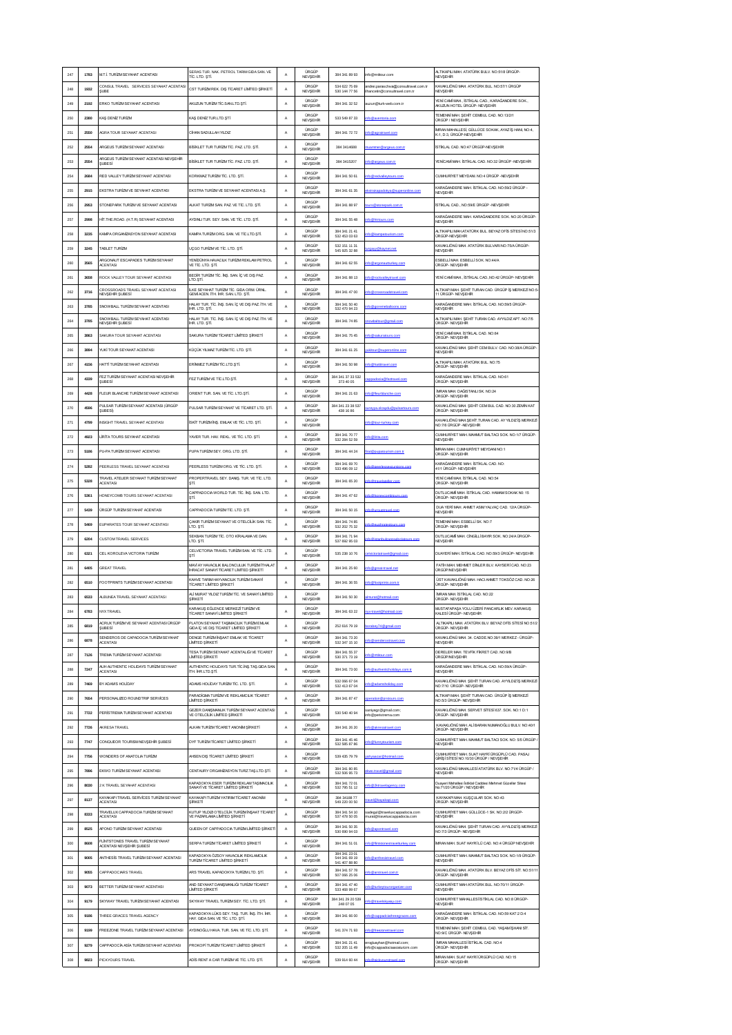| 247 | 1783 | M.T.İ. TURİZM SEYAHAT ACENTASI | SERAS TUR. NAK. PETROL TARIM GIDA SAN. VE TİC. LTD. ŞTİ. | A | ÜRGÜP NEVŞEHİR | 384 341 89 93 | info@mtitour.com | ALTIKAPILI MAH. ATATÜRK BULV. NO:51/B ÜRGÜP-NEVŞEHİR |
|---|---|---|---|---|---|---|---|---|
| 248 | 1932 | CONSULT TRAVEL SERVICES SEYAHAT ACENTASI ŞUBE | CST TURİZM REK. DIŞ TİCARET LİMİTED ŞİRKETİ | A | ÜRGÜP NEVŞEHİR | 534 622 75 89 530 144 77 56 | andrei.panteсhina@consulttravel.com.tr ilhancetin@consulttravel.com.tr | KAVAKLIÖNÜ MAH. ATATÜRK BUL. NO:57/1 ÜRGÜP NEVŞEHİR |
| 249 | 2192 | ERKO TURİZM SEYAHAT ACENTASI | AKUZUN TURİZM TİC.SAN.LTD.ŞTİ. | A | ÜRGÜP NEVŞEHİR | 384 341 32 52 | auzun@turk-web.com.tr | YENİ CAMİ MAH., İSTİKLAL CAD., KARAGANDERE SOK., AKUZUN HOTEL ÜRGÜP- NEVŞEHİR |
| 250 | 2380 | KAŞ DENİZ TURİZM | KAŞ DENİZ TUR.LTD.ŞTİ | A | ÜRGÜP NEVŞEHİR | 533 549 87 33 | info@aventoria.com | TEMENNİ MAH. ŞEHİT CEMBUL CAD. NO:13/2/1 ÜRGÜP / NEVŞEHİR |
| 251 | 2550 | AGRA TOUR SEYAHAT ACENTASI | CİHAN SADULLAH YILDIZ | A | ÜRGÜP NEVŞEHİR | 384 341 72 72 | info@agratravel.com | İMRAN MAHALLESİ, GÜLLÜCE SOKAK, AYAZ İŞ HANI, NO:4, K:1, D:3, ÜRGÜP-NEVŞEHİR |
| 252 | 2554 | ARGEUS TURİZM SEYAHAT ACENTASI | BİSİKLET TUR.TURİZM TİC. PAZ. LTD. ŞTİ. | A | ÜRGÜP NEVŞEHİR | 384 3414688 | muammer@argeus.com.tr | İSTİKLAL CAD. NO:47 ÜRGÜP-NEVŞEHİR |
| 253 | 2554 | ARGEUS TURİZM SEYAHAT ACENTASI NEVŞEHİR ŞUBESİ | BİSİKLET TUR.TURİZM TİC. PAZ. LTD. ŞTİ. | A | ÜRGÜP NEVŞEHİR | 384 3415207 | info@argeus.com.tr | YENİCAMİ MAH. İSTİKLAL CAD. NO:32 ÜRGÜP -NEVŞEHİR |
| 254 | 2684 | RED VALLEY TURİZM SEYAHAT ACENTASI | KORKMAZ TURİZM TİC. LTD. ŞTİ. | A | ÜRGÜP NEVŞEHİR | 384 341 50 61 | info@redvalleytours.com | CUMHURİYET MEYDANI NO:4 ÜRGÜP -NEVŞEHİR |
| 255 | 2915 | EKSTRA TURİZM VE SEYAHAT ACENTASI | EKSTRA TURİZM VE SEYAHAT ACENTASI A.Ş. | A | ÜRGÜP NEVŞEHİR | 384 341 81 35 | ekstrakapadokya@superonline.com | KARAGANDERE MAH. İSTİKLAL CAD. NO:59/2 ÜRGÜP - NEVŞEHİR |
| 256 | 2953 | STONEPARK TURİZM VE SEYAHAT ACENTASI | ALKAT TURİZM SAN. PAZ. VE TİC. LTD. ŞTİ. | A | ÜRGÜP NEVŞEHİR | 384 341 88 97 | tours@stonepark.com.tr | İSTİKLAL CAD., NO:59/E ÜRGÜP -NEVŞEHİR |
| 257 | 2998 | HİT.THE.ROAD. (H.T.R) SEYAHAT ACENTASI | AYDINLI TUR. SEY. SAN. VE TİC. LTD. ŞTİ. | A | ÜRGÜP NEVŞEHİR | 384 341 55 48 | info@htrtours.com | KARAGANDERE MAH. KARAGANDERE SOK. NO:20 ÜRGÜP-NEVŞEHİR |
| 258 | 3225 | KAMPA ORGANİZASYON SEYAHAT ACENTASI | KAMPA TURİZM ORG. SAN. VE TİC.LTD.ŞTİ. | A | ÜRGÜP NEVŞEHİR | 384 341 21 41 532 453 03 63 | info@kampatourism.com | ALTIKAPILI MAH.ATATÜRK BUL. BEYAZ OFİS SİTESİ NO:51/3 ÜRGÜP-NEVŞEHİR |
| 259 | 3245 | TABLET TURİZM | UÇSO TURİZM VE TİC. LTD. ŞTİ. | A | ÜRGÜP NEVŞEHİR | 532 151 11 31 545 825 32 88 | turgaay@kaynet.net | KAVAKLIÖNÜ MAH. ATATÜRK BULVARI NO:75/A ÜRGÜP-NEVŞEHİR |
| 260 | 3565 | ARGONAUT ESCAPADES TURİZM SEYAHAT ACENTASI | YENİDÜNYA HAVACILIK TURİZM REKLAM PETROL VE TİC. LTD. ŞTİ. | A | ÜRGÜP NEVŞEHİR | 384 341 62 55 | info@argonautturkey.com | ESBELLİ MAH. ESBELLİ SOK. NO:44/A ÜRGÜP- NEVŞEHİR |
| 261 | 3658 | ROCK VALLEY TOUR SEYAHAT ACENTASI | BEDİR TURİZM TİC. İNŞ. SAN. İÇ VE DIŞ PAZ. LTD. ŞTİ. | A | ÜRGÜP NEVŞEHİR | 384 341 88 13 | info@rockvalleytravel.com | YENİ CAMİ MAH., İSTİKLAL CAD.,NO:42 ÜRGÜP- NEVŞEHİR |
| 262 | 3716 | CROSSROADS TRAVEL SEYAHAT ACENTASI NEVŞEHİR ŞUBESİ | İLKE SEYAHAT TURİZM TİC. GIDA ORM. ÜRNL. GEMİ ACEN. İTH. İHR. SAN LTD. ŞTİ. | A | ÜRGÜP NEVŞEHİR | 384 341 47 00 | info@crossroadstravel.com | ALTIKAPI MAH. ŞEHİT TURAN CAD. ÜRGÜP İŞ MERKEZİ NO:5-11 ÜRGÜP- NEVŞEHİR |
| 263 | 3785 | SNOWBALL TURİZM SEYAHAT ACENTASI | HALAY TUR. TİC. İNŞ. SAN. İÇ VE DIŞ PAZ.İTH. VE İHR. LTD. ŞTİ. | A | ÜRGÜP NEVŞEHİR | 384 341 50 40 532 470 94 23 | info@goremeballoons.com | KARAGANDERE MAH. İSTİKLAL CAD. NO:59/5 ÜRGÜP-NEVŞEHİR |
| 264 | 3785 | SNOWBALL TURİZM SEYAHAT ACENTASI NEVŞEHİR ŞUBESİ | HALAY TUR. TİC. İNŞ. SAN. İÇ VE DIŞ PAZ.İTH. VE İHR. LTD. ŞTİ. | A | ÜRGÜP NEVŞEHİR | 384 341 74 85 | snowballtour@gmail.com | ALTIKAPILI MAH. ŞEHİT TURAN CAD. AYYILDIZ APT. NO:7/5 ÜRGÜP- NEVŞEHİR |
| 265 | 3863 | SAKURA TOUR SEYAHAT ACENTASI | SAKURA TURİZM TİCARET LİMİTED ŞİRKETİ | A | ÜRGÜP NEVŞEHİR | 384 341 75 45 | info@sakuratours.com | YENİ CAMİ MAH. İSTİKLAL CAD. NO:64 ÜRGÜP- NEVŞEHİR |
| 266 | 3894 | YUKİ TOUR SEYAHAT ACENTASI | KÜÇÜK YILMAZ TURİZM TİC. LTD. ŞTİ. | A | ÜRGÜP NEVŞEHİR | 384 341 61 25 | yukitour@superonline.com | KAVAKLIÖNÜ MAH. ŞEHİT CEM BULV. CAD. NO:38/A ÜRGÜP-NEVŞEHİR |
| 267 | 4156 | HATTİ TURİZM SEYAHAT ACENTASI | ERİNMEZ TURİZM TİC.LTD.ŞTİ. | A | ÜRGÜP NEVŞEHİR | 384 341 50 98 | info@hattitravel.com | ALTIKAPILI MAH. ATATÜRK BUL. NO:75 ÜRGÜP- NEVŞEHİR |
| 268 | 4339 | FEZ TURİZM SEYAHAT ACENTASI NEVŞEHİR ŞUBESİ | FEZ TURİZM VE TİC.LTD.ŞTİ. | A | ÜRGÜP NEVŞEHİR | 384 341 37 33 532 373 40 05 | cappadocia@feztravel.com | KARAGANDERE MAH. İSTİKLAL CAD. NO:61 ÜRGÜP- NEVŞEHİR |
| 269 | 4428 | FLEUR BLANCHE TURİZM SEYAHAT ACENTASI | ORIENT TUR. SAN. VE TİC. LTD. ŞTİ. | A | ÜRGÜP NEVŞEHİR | 384 341 21 63 | info@fleurblanche.com | İMRAN MAH. DAĞISTANLI SK. NO:24 ÜRGÜP- NEVŞEHİR |
| 270 | 4596 | PULSAR TURİZM SEYAHAT ACENTASI (ÜRGÜP ŞUBESİ) | PULSAR TURİZM SEYAHAT VE TİCARET LTD. ŞTİ. | A | ÜRGÜP NEVŞEHİR | 384 341 23 38 537 438 16 86 | sumeyye.alcayda@pulsartours.com | KAVAKLIÖNÜ MAH. ŞEHİT CEM BUL. CAD. NO:30 ZEMİN KAT ÜRGÜP- NEVŞEHİR |
| 271 | 4799 | INSIGHT TRAVEL SEYAHAT ACENTASI | İSKİT TURİZM İNŞ. EMLAK VE TİC. LTD. ŞTİ. | A | ÜRGÜP NEVŞEHİR | | info@tour-turkey.com | KAVAKLIÖNÜ MAH.ŞEHİT TURAN CAD. AY YILDIZ İŞ MERKEZİ NO:7/6 ÜRGÜP -NEVŞEHİR |
| 272 | 4923 | LİRİTA TOURS SEYAHAT ACENTASI | YAVER TUR. HAV. REKL. VE TİC. LTD. ŞTİ. | A | ÜRGÜP NEVŞEHİR | 384 341 70 77 532 284 52 59 | info@lirita.com | CUMHURİYET MAH. MAHMUT BALTACI SOK. NO:1/7 ÜRGÜP-NEVŞEHİR |
| 273 | 5186 | PU-PA TURİZM SEYAHAT ACENTASI | PUPA TURİZM SEY. ORG. LTD. ŞTİ. | A | ÜRGÜP NEVŞEHİR | 384 341 44 24 | fkurt@pupatourism.com.tr | İMRAN MAH. CUMHURİYET MEYDANI NO:1 ÜRGÜP- NEVŞEHİR |
| 274 | 5282 | PEERLESS TRAVEL SEYAHAT ACENTASI | PEERLESS TURİZM ORG. VE TİC. LTD. ŞTİ. | A | ÜRGÜP NEVŞEHİR | 384 341 69 70 533 496 09 12 | info@peerlessexcursions.com | KARAGANDERE MAH. İSTİKLAL CAD. NO: 41/1 ÜRGÜP- NEVŞEHİR |
| 275 | 5328 | TRAVEL ATELIER SEYAHAT TURİZM SEYAHAT ACENTASI | PROPERTRAVEL SEY. DANIŞ. TUR. VE TİC. LTD. ŞTİ. | A | ÜRGÜP NEVŞEHİR | 384 341 65 20 | info@travelatelier.com | YENİ CAMİ MAH. İSTİKLAL CAD. NO:54 ÜRGÜP- NEVŞEHİR |
| 276 | 5361 | HONEYCOMB TOURS SEYAHAT ACENTASI | CAPPADOCIA WORLD TUR. TİC. İNŞ. SAN. LTD. ŞTİ. | A | ÜRGÜP NEVŞEHİR | 384 341 47 62 | info@honeycombtours.com | DUTLUCAMİ MAH. İSTİKLAL CAD. HAMAM SOKAK NO: 15 ÜRGÜP- NEVŞEHİR |
| 277 | 5439 | ÜRGÜP TURİZM SEYAHAT ACENTASI | CAPPADOCIA TURİZM TİC. LTD. ŞTİ. | A | ÜRGÜP NEVŞEHİR | 384 341 50 15 | info@urguptravel.com | OLA YERİ MAH. AHMET ASIM YALVAÇ CAD. 12/A ÜRGÜP-NEVŞEHİR |
| 278 | 5469 | EUPHRATES TOUR SEYAHAT ACENTASI | ÇAKIR TURİZM SEYAHAT VE OTELCİLİK SAN. TİC. LTD. ŞTİ. | A | ÜRGÜP NEVŞEHİR | 384 341 74 85 532 202 75 32 | info@euphratestours.com | TEMENNİ MAH. ESBELLİ SK. NO:7 ÜRGÜP- NEVŞEHİR |
| 279 | 6204 | CUSTOM TRAVEL SERVICES | SEKBAN TURİZM TİC. OTO KİRALAMA VE DAN. LTD. ŞTİ. | A | ÜRGÜP NEVŞEHİR | 384 341 71 94 537 692 95 03 | info@istanbulcappadociatours.com | DUTLUCAMİ MAH. CİNGİLLİ BAYIR SOK. NO:24/A ÜRGÜP-NEVŞEHİR |
| 280 | 6321 | CEL KOROLEVA VICTORIA TURİZM | CELVICTORIA TRAVEL TURİZM SAN. VE TİC. LTD. ŞTİ. | A | ÜRGÜP NEVŞEHİR | 535 238 10 76 | celvictoriatravel@gmail.com | DUAYERİ MAH. İSTİKLAL CAD. NO:59/3 ÜRGÜP- NEVŞEHİR |
| 281 | 6405 | GREAT TRAVEL | MAVİ AY HAVACILIK BALONCULUK TURİZM İTHALAT İHRACAT SANAYİ TİCARET LİMİTED ŞİRKETİ | A | ÜRGÜP NEVŞEHİR | 384 341 25 60 | info@great-travel.net | FATİH MAH. MEHMET DİNLER BLV. KAYSERİ CAD. NO:23 ÜRGÜP NEVŞEHİR |
| 282 | 6510 | FOOTPRINTS TURİZM SEYAHAT ACENTASI | KAHVE TARIM HAYVANCILIK TURİZM SANAYİ TİCARET LİMİTED ŞİRKETİ | A | ÜRGÜP NEVŞEHİR | 384 341 36 55 | info@footprints.com.tr | ÜST KAVAKLIÖNÜ MAH. HACI AHMET TOKSÖZ CAD. NO:26 ÜRGÜP- NEVŞEHİR |
| 283 | 6533 | ALBUNEA TRAVEL SEYAHAT ACENTASI | ALİ MURAT YILDIZ TURİZM TİC. VE SANAYİ LİMİTED ŞİRKETİ | A | ÜRGÜP NEVŞEHİR | 384 341 50 30 | almurat@hotmail.com | İMRAN MAH. İSTİKLAL CAD. NO:22 ÜRGÜP- NEVŞEHİR |
| 284 | 6783 | NYX TRAVEL | KARAKUŞ EĞLENCE MERKEZİ TURİZM VE TİCARET SANAYİ LİMİTED ŞİRKETİ | A | ÜRGÜP NEVŞEHİR | 384 341 83 22 | nyx-travel@hotmail.com | MUSTAFAPAŞA YOLU ÜZERİ PANCARLIK MEV. KARAKUŞ KALESİ ÜRGÜP- NEVŞEHİR |
| 285 | 6819 | ACRUX TURİZM VE SEYAHAT ACENTASI ÜRGÜP ŞUBESİ | PLATON SEYAHAT TAŞIMACILIK TURİZM EMLAK GIDA İÇ VE DIŞ TİCARET LİMİTED ŞİRKETİ | A | ÜRGÜP NEVŞEHİR | 252 616 79 19 | borakey74@gmail.com | ALTIKAPILI MAH. ATATÜRK BLV. BEYAZ OFİS SİTESİ NO:51/2 ÜRGÜP- NEVŞEHİR |
| 286 | 6878 | SENDEROS DE CAPADOCIA TURİZM SEYAHAT ACENTASI | DENGE TURİZM İNŞAAT EMLAK VE TİCARET LİMİTED ŞİRKETİ | A | ÜRGÜP NEVŞEHİR | 384 341 73 20 532 347 15 10 | info@senderostravel.com | KAVAKLIÖNÜ MAH. 34. CADDE NO:38/1 MERKEZ - ÜRGÜP - NEVŞEHİR |
| 287 | 7126 | TREMA TURİZM SEYAHAT ACENTASI | TESA TURİZM SEYAHAT ACENTALIĞI VE TİCARET LİMİTED ŞİRKETİ | A | ÜRGÜP NEVŞEHİR | 384 341 55 37 530 371 73 19 | info@tridour.com | DERELER MAH. TEVFİK FİKRET CAD. NO:9/B ÜRGÜP NEVŞEHİR |
| 288 | 7247 | AUH AUTHENTIC HOLIDAYS TURİZM SEYAHAT ACENTASI | AUTHENTIC HOLIDAYS TUR.TİC.İNŞ.TAŞ.GIDA SAN. İTH. İHR.LTD.ŞTİ. | A | ÜRGÜP NEVŞEHİR | 384 341 73 00 | info@authenticholidays.com.tr | KARAGANDERE MAH. İSTİKLAL CAD. NO:59/A ÜRGÜP-NEVŞEHİR |
| 289 | 7469 | BY ADAMS HOLİDAY | ADAMS HOLİDAY TURİZM TİC. LTD. ŞTİ. | A | ÜRGÜP NEVŞEHİR | 532 066 67 04 532 413 67 04 | info@adamsholiday.com | KAVAKLIÖNÜ MAH. ŞEHİT TURAN CAD. AYYILDIZ İŞ MERKEZİ NO:7/10 ÜRGÜP- NEVŞEHİR |
| 290 | 7654 | PERSONALIZED ROUNDTRIP SERVİCES | PARADİGMA TURİZM VE REKLAMCILIK TİCARET LİMİTED ŞİRKETİ | A | ÜRGÜP NEVŞEHİR | 384 341 87 47 | operation@protours.com | ALTIKAPI MAH. ŞEHİT TURAN CAD. ÜRGÜP İŞ MERKEZİ NO:5/3 ÜRGÜP- NEVŞEHİR |
| 291 | 7722 | PERİSTREMA TURİZM SEYAHAT ACENTASI | GEZER DANIŞMANLIK TURİZM SEYAHAT ACENTASI VE OTELCİLİK LİMİTED ŞİRKETİ | A | ÜRGÜP NEVŞEHİR | 530 540 40 94 | sanlyegz@gmail.com; info@peristrema.com | KAVAKLIÖNÜ MAH. SERVET SİTESİ 637. SOK. NO:1 D:1 ÜRGÜP- NEVŞEHİR |
| 292 | 7726 | AKRESA TRAVEL | ALKAN TURİZM TİCARET ANONİM ŞİRKETİ | A | ÜRGÜP NEVŞEHİR | 384 341 26 20 | info@akresatravel.com | KAVAKLIÖNÜ MAH. ALİ BARAN NURANOĞLU BULV. NO:40/1 ÜRGÜP- NEVŞEHİR |
| 293 | 7747 | CONQUEROR TOURISM NEVŞEHİR ŞUBESİ | DYF TURİZM TİCARET LİMİTED ŞİRKETİ | A | ÜRGÜP NEVŞEHİR | 384 341 45 46 532 585 87 86 | info@funnytourism.com | CUMHURİYET MAH. MAHMUT BALTACI SOK. NO: 5/5 ÜRGÜP / NEVŞEHİR |
| 294 | 7756 | WONDERS OF ANATOLIA TURİZM | AHSEN DIŞ TİCARET LİMİTED ŞİRKETİ | A | ÜRGÜP NEVŞEHİR | 539 435 79 79 | yaltyazar@hotmail.com | CUMHURİYET MAH. SUAT HAYRİ ÜRGÜPLÜ CAD. PASAJ GİRİŞİ SİTESİ NO:10/30 ÜRGÜP / NEVŞEHİR |
| 295 | 7896 | EKWO TURİZM SEYAHAT ACENTASI | CENTAURY ORGANİZASYON TURZ.TAŞ.LTD.ŞTİ. | A | ÜRGÜP NEVŞEHİR | 384 341 80 85 532 506 95 73 | ekwo.travel@gmail.com | KAVAKLIÖNÜ MAHALLESİ ATATÜRK BLV. NO:71/4 ÜRGÜP / NEVŞEHİR |
| 296 | 8030 | 2 K TRAVEL SEYAHAT ACENTASI | KAPADOKYA ESER TURİZM REKLAM TAŞIMACILIK SANAYİ VE TİCARET LİMİTED ŞİRKETİ | A | ÜRGÜP NEVŞEHİR | 384 341 72 01 532 795 51 12 | info@2ktravelagency.com | Duayeri Mahallesi İstiklal Caddesi Mehmet Güzeller Sitesi No:71/20 ÜRGÜP / NEVŞEHİR |
| 297 | 8137 | KAYAKAPI TRAVEL SERVİCES TURİZM SEYAHAT ACENTASI | KAYAKAPI TURİZM YATIRIM TİCARET ANONİM ŞİRKETİ | A | ÜRGÜP NEVŞEHİR | 384 34188 77 549 220 00 50 | travel@kayakapi.com | KAYAKAPI MAH. KUŞÇULAR SOK. NO:43 ÜRGÜP- NEVŞEHİR |
| 298 | 8333 | TRAVELUX CAPPADOCIA TURİZM SEYAHAT ACENTASI | KUTUP YILDIZI OTELCİLİK TURİZM İNŞAAT TİCARET VE PAZARLAMA LİMİTED ŞİRKETİ | A | ÜRGÜP NEVŞEHİR | 384 341 54 10 537 478 50 05 | sadegul@traveluxcappadocia.com murat@traveluxcappadocia.com | CUMHURİYET MAH. GÜLLÜCE-1 SK. NO:2/2 ÜRGÜP-NEVŞEHİR |
| 299 | 8525 | AFOND TURİZM SEYAHAT ACENTASI | QUEEN OF CAPPADOCIA TURİZM LİMİTED ŞİRKETİ | A | ÜRGÜP NEVŞEHİR | 384 341 50 35 530 690 94 03 | info@afondtravel.com | KAVAKLIÖNÜ MAH. ŞEHİT TURAN CAD. AYYILDIZ İŞ MERKEZİ NO:7/3 ÜRGÜP- NEVŞEHİR |
| 300 | 8608 | FLINTSTONES TRAVEL TURİZM SEYAHAT ACENTASI NEVŞEHİR ŞUBESİ | SERPA TURİZM TİCARET LİMİTED ŞİRKETİ | A | ÜRGÜP NEVŞEHİR | 384 341 51 01 | info@flintstonestravelturkey.com | İMRAN MAH. SUAT HAYRİ LÜ CAD. NO:4 ÜRGÜP NEVŞEHİR |
| 301 | 9065 | ANTHESIS TRAVEL TURİZM SEYAHAT ACENTASI | KAPADOKYA ÖZSOY HAVACILIK REKLAMCILIK TURİZM TİCARET LİMİTED ŞİRKETİ | A | ÜRGÜP NEVŞEHİR | 384 341 23 01 544 341 69 19 541 407 88 80 | info@anthesistravel.com | CUMHURİYET MAH. MAHMUT BALTACI SOK. NO:1/9 ÜRGÜP-NEVŞEHİR |
| 302 | 9055 | CAPPADOCIARS TRAVEL | ARS TRAVEL KAPADOKYA TURİZM LTD. ŞTİ. | A | ÜRGÜP NEVŞEHİR | 384 341 57 78 507 066 25 06 | info@arstravel.com.tr | KAVAKLIÖNÜ MAH. ATATÜRK BLV. BEYAZ OFİS SİT. NO:51/11 ÜRGÜP- NEVŞEHİR |
| 303 | 9073 | BETTER TURİZM SEYAHAT ACENTASI | AND SEYAHAT DANIŞMANLIĞI TURİZM TİCARET LİMİTED ŞİRKETİ | A | ÜRGÜP NEVŞEHİR | 384 341 47 40 533 468 99 67 | info@turkeytourorganizer.com | CUMHURİYET MAH ATATÜRK BUL. NO:70/11 ÜRGÜP-NEVŞEHİR |
| 304 | 9179 | SKYWAY TRAVEL TURİZM SEYAHAT ACENTASI | SKYWAY TRAVEL TURİZM SEY. TİC. LTD. ŞTİ. | A | ÜRGÜP NEVŞEHİR | 384 341 29 20 539 248 07 05 | info@travelskyway.com | CUMHURİYET MAHALLESİ İSTİKLAL CAD. NO:8 ÜRGÜP-NEVŞEHİR |
| 305 | 9186 | THREE GRACES TRAVEL AGENCY | KAPADOKYA LÜKS SEY. TAŞ. TUR. İNŞ. İTH. İHR. HAY. GIDA SAN. VE TİC. LTD. ŞTİ. | A | ÜRGÜP NEVŞEHİR | 384 341 66 00 | info@cappadociathreegraces.com | KARAGANDERE MAH. İSTİKLAL CAD. NO:59 KAT:2 D:4 ÜRGÜP- NEVŞEHİR |
| 306 | 9199 | FREEZONE TRAVEL TURİZM SEYAHAT ACENTASI | AYDINOĞLU HAVA. TUR. SAN. VE TİC. LTD. ŞTİ. | A | ÜRGÜP NEVŞEHİR | 541 374 71 93 | info@freezonetravel.com | TEMENNİ MAH. ŞEHİT CEMBUL CAD. YAŞAM İŞHANI SİT. NO:9/C ÜRGÜP- NEVŞEHİR |
| 307 | 9279 | CAPPADOCIA ASİA TURİZM SEYAHAT ACENTASI | PROKOPİ TURİZM TİCARET LİMİTED ŞİRKETİ | A | ÜRGÜP NEVŞEHİR | 384 341 21 41 532 205 11 49 | eroglueyhan@hotmail.com; info@cappadociaasiatourism.com | İMRAN MAHALLESİ İSTİKLAL CAD. NO:4 ÜRGÜP- NEVŞEHİR |
| 308 | 9823 | PICKYOURS TRAVEL | ADİS RENT A CAR TURİZM VE TİC. LTD. ŞTİ. | A | ÜRGÜP NEVŞEHİR | 539 814 60 44 | info@pickyourstravel.com | İMRAN MAH. SUAT HAYRİ ÜRGÜPLÜ CAD. NO:15 ÜRGÜP- NEVŞEHİR |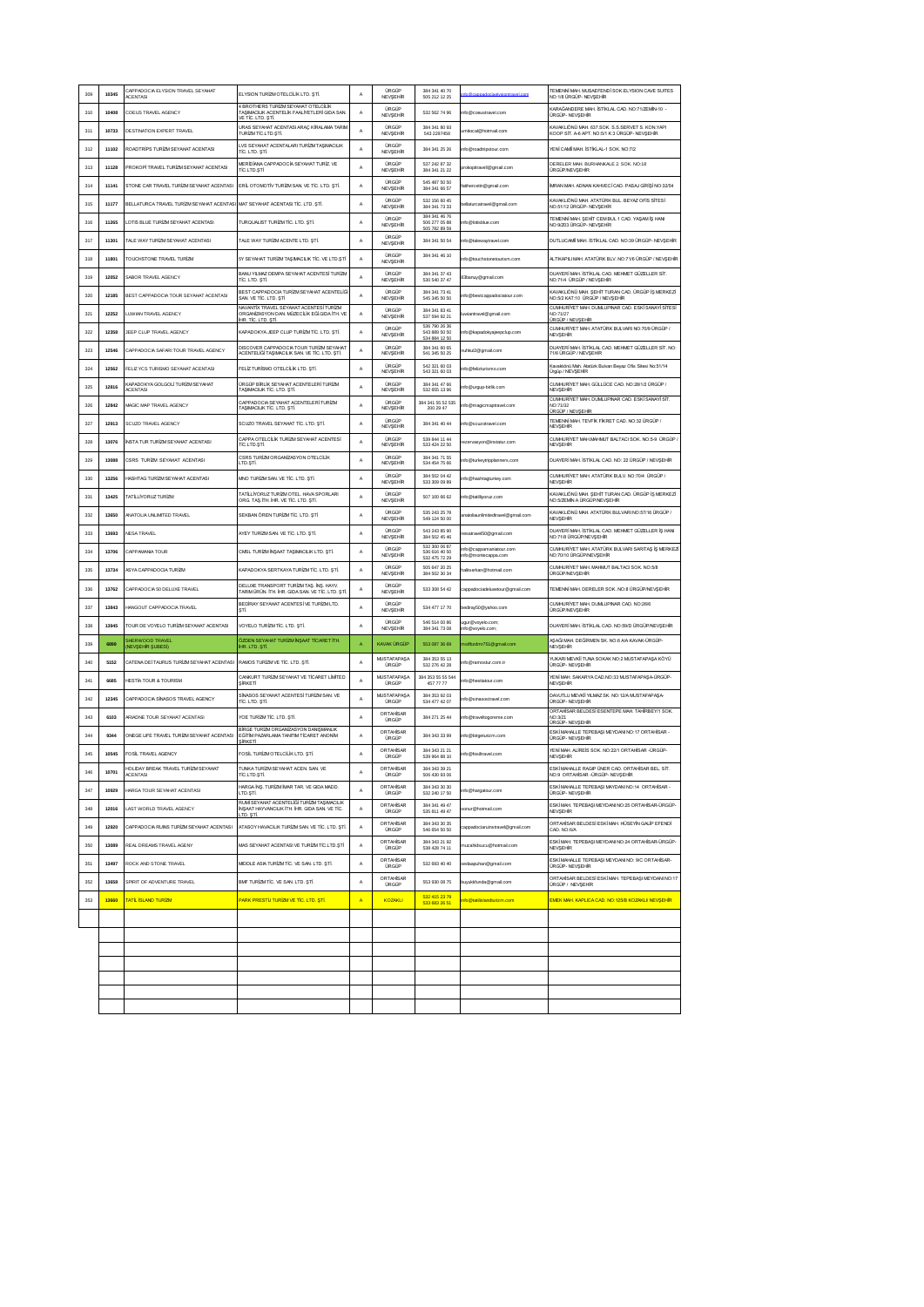| | | | | | | | | |
|---|---|---|---|---|---|---|---|---|
| 309 | 10345 | CAPPADOCIA ELYSION TRAVEL SEYAHAT ACENTASI | ELYSION TURİZM OTELCİLİK LTD. ŞTİ. | A | ÜRGÜP NEVŞEHİR | 384 341 40 70 505 212 12 35 | info@cappadociaelysiontravel.com | TEMENNİ MAH. MUSAEFENDİ SOK ELYSION CAVE SUITES NO:1/8 ÜRGÜP- NEVŞEHİR |
| 310 | 10408 | COEUS TRAVEL AGENCY | 4 BROTHERS TURİZM SEYAHAT OTELCİLİK TAŞIMACILIK ACENTELİK FAALİYETLERİ GIDA SAN. VE TİC. LTD. ŞTİ. | A | ÜRGÜP NEVŞEHİR | 532 562 74 96 | info@coeustravel.com | KARAĞANDERE MAH. İSTİKLAL CAD. NO:71/ZEMİN-10 - ÜRGÜP- NEVŞEHİR |
| 311 | 10733 | DESTINATION EXPERT TRAVEL | URAS SEYAHAT ACENTASI ARAÇ KİRALAMA TARIM TURİZM TİC.LTD.ŞTİ. | A | ÜRGÜP NEVŞEHİR | 384 341 80 83 543 2297450 | umitocal@hotmail.com | KAVAKLIÖNÜ MAH. 637.SOK. S.S.SERVET S. KON.YAPI KOOP SİT. A-6 APT. NO:5/1 K:3 ÜRGÜP- NEVŞEHİR |
| 312 | 11102 | ROADTRİPS TURİZM SEYAHAT ACENTASI | LVS SEYAHAT ACENTALARI TURİZM TAŞIMACILIK TİC. LTD. ŞTİ. | A | ÜRGÜP NEVŞEHİR | 384 341 25 26 | info@roadtripstour.com | YENİ CAMİ MAH. İSTİKLAL-1 SOK. NO:7/2 |
| 313 | 11120 | PROKOPİ TRAVEL TURİZM SEYAHAT ACENTASI | MERİDYANA CAPPADOCİA SEYAHAT TURİZ. VE TİC.LTD.ŞTİ | A | ÜRGÜP NEVŞEHİR | 537 042 87 32 384 341 21 22 | prokopitravel@gmail.com | DERELER MAH. BURHANKALE 2. SOK. NO:18 ÜRGÜP/NEVŞEHİR |
| 314 | 11141 | STONE CAR TRAVEL TURİZM SEYAHAT ACENTASI | ERİL OTOMOTİV TURİZM SAN. VE TİC. LTD. ŞTİ. | A | ÜRGÜP NEVŞEHİR | 545 487 50 50 384 341 66 57 | fatihercetin@gmail.com | İMRAN MAH. ADNAN KAHVECİ CAD. PASAJ GİRİŞİ NO:32/54 |
| 315 | 11177 | BELLATURCA TRAVEL TURİZM SEYAHAT ACENTASI | MAT SEYAHAT ACENTASI TİC. LTD. ŞTİ. | A | ÜRGÜP NEVŞEHİR | 532 156 60 45 384 341 73 33 | bellaturcatravel@gmail.com | KAVAKLIÖNÜ MAH. ATATÜRK BUL. BEYAZ OFİS SİTESİ NO:51/12 ÜRGÜP- NEVŞEHİR |
| 316 | 11265 | LOTIS BLUE TURİZM SEYAHAT ACENTASI | TURQUALIST TURİZM TİC. LTD. ŞTİ. | A | ÜRGÜP NEVŞEHİR | 384 341 46 76 506 277 05 88 505 782 89 59 | info@lotisblue.com | TEMENNİ MAH. ŞEHİT CEMBUL 1 CAD. YAŞAM İŞ HANI NO:9/Z03 ÜRGÜP- NEVŞEHİR |
| 317 | 11301 | TALE WAY TURİZM SEYAHAT ACENTASI | TALE WAY TURİZM ACENTE LTD. ŞTİ. | A | ÜRGÜP NEVŞEHİR | 384 341 50 54 | info@talewaytravel.com | DUTLUCAMİ MAH. İSTİKLAL CAD. NO:39 ÜRGÜP- NEVŞEHİR |
| 318 | 11801 | TOUCHSTONE TRAVEL TURİZM | 5Y SEYAHAT TURİZM TAŞIMACILIK TİC. VE LTD.ŞTİ | A | ÜRGÜP NEVŞEHİR | 384 341 46 10 | info@touchstonetourism.com | ALTIKAPILI MAH. ATATÜRK BLV. NO:7 Y/6 ÜRGÜP / NEVŞEHİR |
| 319 | 12052 | SABOR TRAVEL AGENCY | BANU YILMAZ DEMPA SEYAHAT ACENTESİ TURİZM TİC. LTD. ŞTİ. | A | ÜRGÜP NEVŞEHİR | 384 341 37 43 530 540 37 47 | 83banuy@gmail.com | DUAYERİ MAH. İSTİKLAL CAD. MEHMET GÜZELLER SİT. NO:71/4 ÜRGÜP / NEVŞEHİR |
| 320 | 12185 | BEST CAPPADOCIA TOUR SEYAHAT ACENTASI | BEST CAPPADOCIA TURİZM SEYAHAT ACENTELİĞİ SAN. VE TİC. LTD. ŞTİ | A | ÜRGÜP NEVŞEHİR | 384 341 73 41 545 345 50 50 | info@bestcappadociatour.com | KAVAKLIÖNÜ MAH. ŞEHİT TURAN CAD. ÜRGÜP İŞ MERKEZİ NO:5/2 KAT:10 ÜRGÜP / NEVŞEHİR |
| 321 | 12252 | LUWIAN TRAVEL AGENCY | NAVANTİX TRAVEL SEYAHAT ACENTESİ TURİZM ORGANİZASYON DAN. MÜZECİLİK EĞ.GIDA İTH. VE İHR. TİC. LTD. ŞTİ. | A | ÜRGÜP NEVŞEHİR | 384 341 83 41 537 594 92 21 | luwiantravel@gmail.com | CUMHURİYET MAH. DUMLUPINAR CAD. ESKİ SANAYİ SİTESİ NO:71/27 ÜRGÜP / NEVŞEHİR |
| 322 | 12358 | JEEP CLUP TRAVEL AGENCY | KAPADOKYA JEEP CLUP TURİZM TİC. LTD. ŞTİ. | A | ÜRGÜP NEVŞEHİR | 536 790 26 36 543 889 50 50 534 884 12 50 | info@kapadokyajeepclup.com | CUMHURİYET MAH. ATATÜRK BULVARI NO:70/9 ÜRGÜP / NEVŞEHİR |
| 323 | 12546 | CAPPADOCIA SAFARI TOUR TRAVEL AGENCY | DISCOVER CAPPADOCIA TOUR TURİZM SEYAHAT ACENTELİĞİ TAŞIMACILIK SAN. VE TİC. LTD. ŞTİ. | A | ÜRGÜP NEVŞEHİR | 384 341 60 65 541 345 50 25 | nuhkul2@gmail.com | DUAYERİ MAH. İSTİKLAL CAD. MEHMET GÜZELLER SİT. NO: 71/6 ÜRGÜP / NEVŞEHİR |
| 324 | 12562 | FELIZ YCS TURISMO SEYAHAT ACENTASI | FELİZ TURİSMO OTELCİLİK LTD. ŞTİ. | A | ÜRGÜP NEVŞEHİR | 542 321 60 03 543 321 60 03 | info@feliziturismo.com | Kavaklıönü Mah. Atatürk Bulvarı Beyaz Ofis Sitesi No:51/14 Ürgüp / NEVŞEHİR |
| 325 | 12816 | KAPADOKYA GOLGOLİ TURİZM SEYAHAT ACENTASI | ÜRGÜP BİRLİK SEYAHAT ACENTELERİ TURİZM TAŞIMACILIK TİC. LTD. ŞTİ. | A | ÜRGÜP NEVŞEHİR | 384 341 47 66 532 655 13 96 | info@urgup-birlik.com | CUMHURİYET MAH. GÜLLÜCE CAD. NO:28/1/2 ÜRGÜP / NEVŞEHİR |
| 326 | 12842 | MAGIC MAP TRAVEL AGENCY | CAPPADOCIA SEYAHAT ACENTELERİ TURİZM TAŞIMACILIK TİC. LTD. ŞTİ. | A | ÜRGÜP NEVŞEHİR | 384 341 55 52 535 200 29 47 | info@magicmaptravel.com | CUMHURİYET MAH. DUMLUPINAR CAD. ESKİ SANAYİ SİT. NO:71/32 ÜRGÜP / NEVŞEHİR |
| 327 | 12913 | SCUZO TRAVEL AGENCY | SCUZO TRAVEL SEYAHAT TİC. LTD. ŞTİ. | A | ÜRGÜP NEVŞEHİR | 384 341 40 44 | info@scuzotravel.com | TEMENNİ MAH. TEVFİK FİKRET CAD. NO:32 ÜRGÜP / NEVŞEHİR |
| 328 | 13076 | İNSTA TUR TURİZM SEYAHAT ACENTASI | CAPPA OTELCİLİK TURİZM SEYAHAT ACENTESİ TİC.LTD.ŞTİ. | A | ÜRGÜP NEVŞEHİR | 539 844 11 44 533 424 22 50 | rezervasyon@instatur.com | CUMHURİYET MAH.MAHMUT BALTACI SOK. NO:5-9 ÜRGÜP / NEVŞEHİR |
| 329 | 13088 | CSRS TURİZM SEYAHAT ACENTASI | CSRS TURİZM ORGANİZASYON OTELCİLİK LTD.ŞTİ. | A | ÜRGÜP NEVŞEHİR | 384 341 71 55 534 454 75 66 | info@turkeytripplanners.com | DUAYERİ MAH. İSTİKLAL CAD. NO: 22 ÜRGÜP / NEVŞEHİR |
| 330 | 13256 | HASHTAG TURİZM SEYAHAT ACENTASI | MND TURİZM SAN. VE TİC. LTD. ŞTİ. | A | ÜRGÜP NEVŞEHİR | 384 502 04 42 533 309 09 89 | info@hashtagturkey.com | CUMHURİYET MAH. ATATÜRK BULV. NO:70/4 ÜRGÜP / NEVŞEHİR |
| 331 | 13425 | TATİLLİYORUZ TURİZM | TATİLLİYORUZ TURİZM OTEL. HAVA SPORLARI ORG. TAŞ.İTH. İHR. VE TİC. LTD. ŞTİ. | A | ÜRGÜP NEVŞEHİR | 507 100 86 62 | info@tatilliyoruz.com | KAVAKLIÖNÜ MAH. ŞEHİT TURAN CAD. ÜRGÜP İŞ MERKEZİ NO:5/ZEMİN A ÜRGÜP/NEVŞEHİR |
| 332 | 13650 | ANATOLIA UNLIMITED TRAVEL | SEKBAN ÖREN TURİZM TİC. LTD. ŞTİ | A | ÜRGÜP NEVŞEHİR | 535 243 25 78 549 124 50 00 | anatoliaunlimitedtravel@gmail.com | KAVAKLIÖNÜ MAH. ATATÜRK BULVARI NO:57/16 ÜRGÜP / NEVŞEHİR |
| 333 | 13693 | NESA TRAVEL | AYEY TURİZM SAN. VE TİC. LTD. ŞTİ. | A | ÜRGÜP NEVŞEHİR | 543 243 85 90 384 502 45 46 | nesatravel50@gmail.com | DUAYERİ MAH. İSTİKLAL CAD. MEHMET GÜZELLER İŞ HANI NO:71/8 ÜRGÜP/NEVŞEHİR |
| 334 | 13706 | CAPPAMANIA TOUR | CMSL TURİZM İNŞAAT TAŞIMACILIK LTD. ŞTİ. | A | ÜRGÜP NEVŞEHİR | 532 300 06 87 536 616 40 50 532 475 72 29 | info@cappamaniatour.com info@moretocappa.com | CUMHURİYET MAH. ATATÜRK BULVARI SARITAŞ İŞ MERKEZİ NO:70/10 ÜRGÜP/NEVŞEHİR |
| 335 | 13734 | ASYA CAPPADOCIA TURİZM | KAPADOKYA SERTKAYA TURİZM TİC. LTD. ŞTİ. | A | ÜRGÜP NEVŞEHİR | 505 647 20 25 384 502 30 34 | halilserkan@hotmail.com | CUMHURİYET MAH. MAHMUT BALTACI SOK. NO:5/8 ÜRGÜP/NEVŞEHİR |
| 336 | 13762 | CAPPADOCIA 50 DELUXE TRAVEL | DELUXE TRANSPORT TURİZM TAŞ. İNŞ. HAYV. TARIM ÜRÜN. İTH. İHR. GIDA SAN. VE TİC. LTD. ŞTİ. | A | ÜRGÜP NEVŞEHİR | 533 308 54 42 | cappadociadeluxetour@gmail.com | TEMENNİ MAH. DERELER SOK. NO:8 ÜRGÜP/NEVŞEHİR |
| 337 | 13843 | HANGOUT CAPPADOCIA TRAVEL | BEDİRAY SEYAHAT ACENTESİ VE TURİZM LTD. ŞTİ. | A | ÜRGÜP NEVŞEHİR | 534 477 17 70 | bediray50@yahoo.com | CUMHURİYET MAH. DUMLUPINAR CAD. NO:28/6 ÜRGÜP/NEVŞEHİR |
| 338 | 13945 | TOUR DE VOYELO TURİZM SEYAHAT ACENTASI | VOYELO TURİZM TİC. LTD. ŞTİ. | A | ÜRGÜP NEVŞEHİR | 546 514 00 80 384 341 73 08 | ugur@voyelo.com; info@voyelo.com; | DUAYERİ MAH. İSTİKLAL CAD. NO:59/D ÜRGÜP/NEVŞEHİR |
| 339 | 6089 | SHERWOOD TRAVEL (NEVŞEHİR ŞUBESİ) | ÖZDEN SEYAHAT TURİZM İNŞAAT TİCARET İTH. İHR. LTD. ŞTİ. | A | KAVAK ÜRGÜP | 553 087 36 69 | mstfbzdmr751@gmail.com | AŞAĞI MAH. DEĞİRMEN SK. NO:6 A/A KAVAK-ÜRGÜP-NEVŞEHİR |
| 340 | 5152 | CATENA DEİ TAURUS TURİZM SEYAHAT ACENTASI | RAMOS TURİZM VE TİC. LTD. ŞTİ. | A | MUSTAFAPAŞA ÜRGÜP | 384 353 55 13 533 276 42 38 | info@ramostur.com.tr | YUKARI MEVKİ TUNA SOKAK NO:2 MUSTAFAPAŞA KÖYÜ ÜRGÜP- NEVŞEHİR |
| 341 | 6685 | HESTİA TOUR & TOURISM | CANKURT TURİZM SEYAHAT VE TİCARET LİMİTED ŞİRKETİ | A | MUSTAFAPAŞA ÜRGÜP | 384 353 55 55 544 457 77 77 | info@hestiatour.com | YENİ MAH. SAKARYA CAD.NO:33 MUSTAFAPAŞA-ÜRGÜP-NEVŞEHİR |
| 342 | 12345 | CAPPADOCIA SİNASOS TRAVEL AGENCY | SİNASOS SEYAHAT ACENTESİ TURİZM SAN. VE TİC. LTD. ŞTİ. | A | MUSTAFAPAŞA ÜRGÜP | 384 353 92 03 534 477 42 07 | info@sinasostravel.com | DAVUTLU MEVKİİ YILMAZ SK. NO: 12/A MUSTAFAPAŞA-ÜRGÜP- NEVŞEHİR |
| 343 | 6103 | ARIADNE TOUR SEYAHAT ACENTASI | YOE TURİZM TİC. LTD. ŞTİ. | A | ORTAHİSAR ÜRGÜP | 384 271 25 44 | info@traveltogoreme.com | ORTAHİSAR BELDESİ ESENTEPE MAH. TAHİRBEY/1 SOK. NO:3/2L ÜRGÜP- NEVŞEHİR |
| 344 | 9344 | ONEGE LIFE TRAVEL TURİZM SEYAHAT ACENTASI | BİRGE TURİZM ORGANİZASYON DANIŞMANLIK EĞİTİM PAZARLAMA TANITIM TİCARET ANONİM ŞİRKETİ | A | ORTAHİSAR ÜRGÜP | 384 343 33 99 | info@birgeturizm.com | ESKİ MAHALLE TEPEBAŞI MEYDANI NO:17 ORTAHİSAR - ÜRGÜP- NEVŞEHİR |
| 345 | 10545 | FOSİL TRAVEL AGENCY | FOSİL TURİZM OTELCİLİK LTD. ŞTİ. | A | ORTAHİSAR ÜRGÜP | 384 343 21 21 539 964 88 10 | info@fosiltravel.com | YENİ MAH. ALİREİS SOK. NO:22/1 ORTAHİSAR -ÜRGÜP- NEVŞEHİR |
| 346 | 10701 | HOLIDAY BREAK TRAVEL TURİZM SEYAHAT ACENTASI | TUNKA TURİZM SEYAHAT ACEN. SAN. VE TİC.LTD.ŞTİ. | A | ORTAHİSAR ÜRGÜP | 384 343 39 21 506 430 93 06 | | ESKİ MAHALLE RAGIP ÜNER CAD. ORTAHİSAR BEL. SİT. NO:9 ORTAHİSAR -ÜRGÜP- NEVŞEHİR |
| 347 | 10929 | HARGA TOUR SEYAHAT ACENTASI | HARGA İNŞ. TURİZM İMAR TAR. VE GIDA MADD. LTD.ŞTİ. | A | ORTAHİSAR ÜRGÜP | 384 343 30 30 532 240 17 50 | info@hargatour.com | ESKİ MAHALLE TEPEBAŞI MAYDAN NO:14 ORTAHİSAR - ÜRGÜP- NEVŞEHİR |
| 348 | 12016 | LAST WORLD TRAVEL AGENCY | RUMİ SEYAHAT ACENTELİĞİ TURİZM TAŞIMACILIK İNŞAAT HAYVANCILIK İTH. İHR. GIDA SAN. VE TİC. LTD. ŞTİ. | A | ORTAHİSAR ÜRGÜP | 384 341 49 47 535 611 49 47 | osnur@hotmail.com | ESKİ MAH. TEPEBAŞI MEYDANI NO:25 ORTAHİSAR-ÜRGÜP-NEVŞEHİR |
| 349 | 12920 | CAPPADOCIA RUİNS TURİZM SEYAHAT ACENTASI | ATASOY HAVACILIK TURİZM SAN. VE TİC. LTD. ŞTİ. | A | ORTAHİSAR ÜRGÜP | 384 343 30 35 546 654 50 50 | cappadociaruinstravel@gmail.com | ORTAHİSAR BELDESİ ESKİ MAH. HÜSEYİN GALİP EFENDİ CAD. NO:6/A |
| 350 | 13089 | REAL DREAMS TRAVEL AGENY | MAS SEYAHAT ACENTASI VE TURİZM TİC.LTD.ŞTİ | A | ORTAHİSAR ÜRGÜP | 384 343 21 92 538 428 74 11 | mucahitducu@hotmail.com | ESKİ MAH. TEPEBAŞI MEYDANI NO:34 ORTAHİSAR-ÜRGÜP-NEVŞEHİR |
| 351 | 13497 | ROCK AND STONE TRAVEL | MIDDLE ASIA TURİZM TİC. VE SAN. LTD. ŞTİ. | A | ORTAHİSAR ÜRGÜP | 532 693 40 40 | sedaapulsari@gmail.com | ESKİ MAHALLE TEPEBAŞI MEYDANI NO: 9/C ORTAHİSAR-ÜRGÜP- NEVŞEHİR |
| 352 | 13658 | SPIRIT OF ADVENTURE TRAVEL | BMF TURİZM TİC. VE SAN. LTD. ŞTİ. | A | ORTAHİSAR ÜRGÜP | 553 930 08 75 | buyukfunda@gmail.com | ORTAHİSAR BELDESİ ESKİ MAH. TEPEBAŞI MEYDANI NO:17 ÜRGÜP / NEVŞEHİR |
| 353 | 13660 | TATİL İSLAND TURİZM | PARK PİRESTİJ TURİZM VE TİC. LTD. ŞTİ. | A | KOZAKLI | 532 415 23 79 533 683 26 51 | info@tatilislandturizm.com | EMEK MAH. KAPLICA CAD. NO: 125/B KOZAKLI/ NEVŞEHİR |